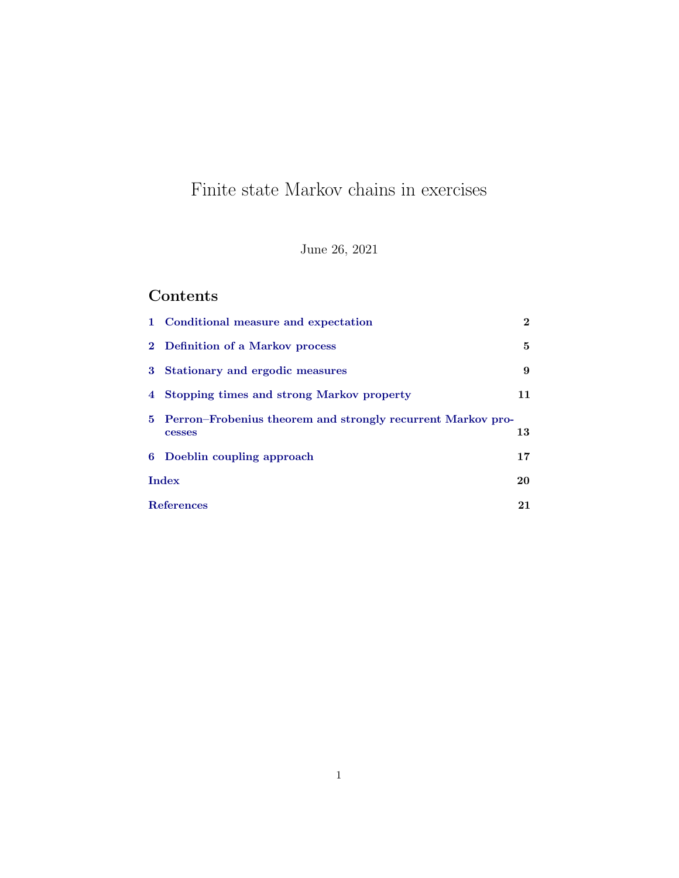# Finite state Markov chains in exercises

June 26, 2021

## Contents

1 Conditional measure and expectation 2

2 Definition of a Markov process 5

3 Stationary and ergodic measures 9

4 Stopping times and strong Markov property 11

5 Perron–Frobenius theorem and strongly recurrent Markov processes 13

6 Doeblin coupling approach 17

Index 20

References 21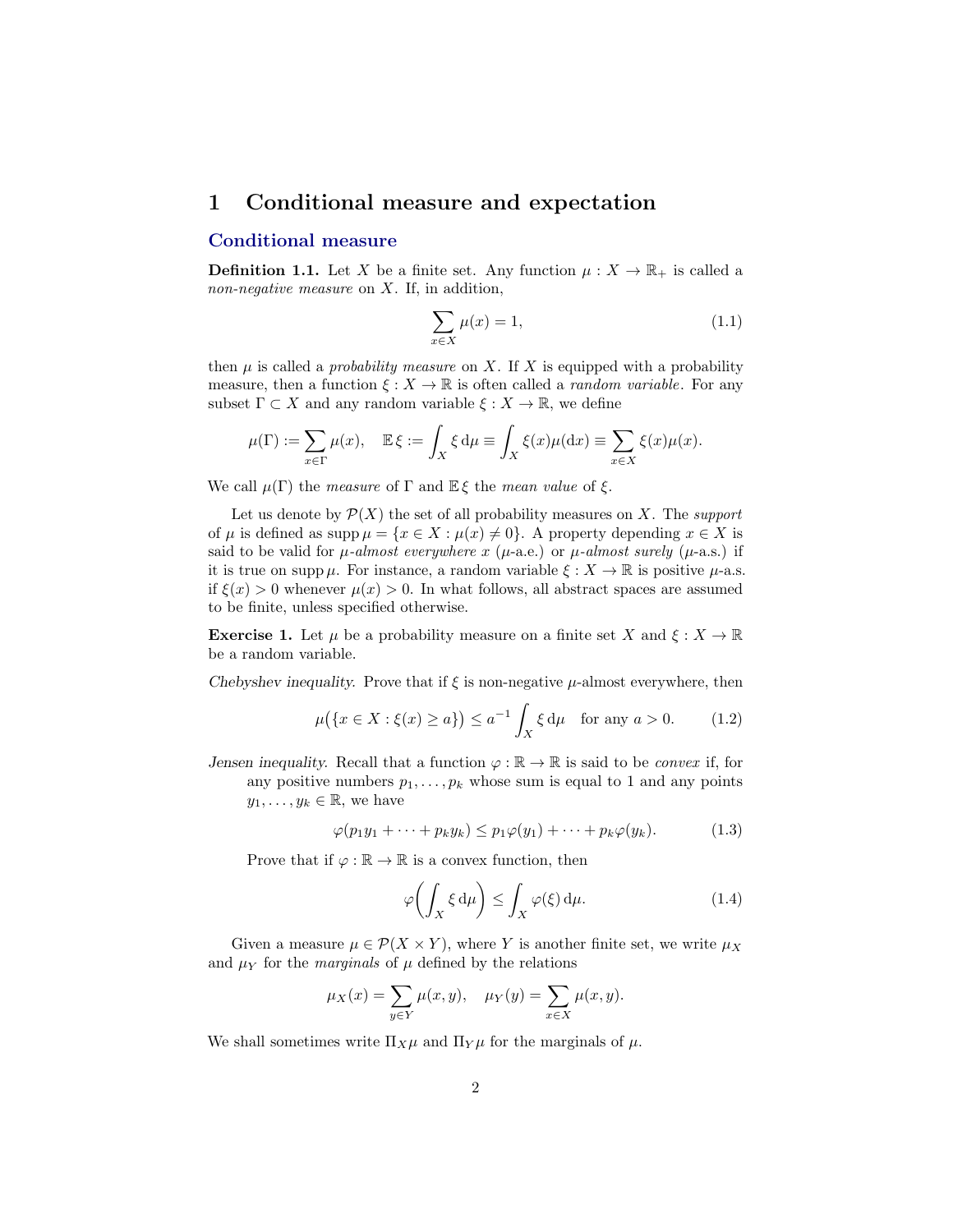# 1 Conditional measure and expectation

## Conditional measure

**Definition 1.1.** Let $X$ be a finite set. Any function $\mu : X \to \mathbb{R}_+$ is called a *non-negative measure* on $X$. If, in addition,

$$\sum_{x \in X} \mu(x) = 1, \tag{1.1}$$

then $\mu$ is called a *probability measure* on $X$. If $X$ is equipped with a probability measure, then a function $\xi : X \to \mathbb{R}$ is often called a *random variable*. For any subset $\Gamma \subset X$ and any random variable $\xi : X \to \mathbb{R}$, we define

$$\mu(\Gamma) := \sum_{x \in \Gamma} \mu(x), \quad \mathbb{E}\,\xi := \int_X \xi \, \mathrm{d}\mu \equiv \int_X \xi(x)\mu(\mathrm{d}x) \equiv \sum_{x \in X} \xi(x)\mu(x).$$

We call $\mu(\Gamma)$ the *measure* of $\Gamma$ and $\mathbb{E}\,\xi$ the *mean value* of $\xi$.

Let us denote by $\mathcal{P}(X)$ the set of all probability measures on $X$. The *support* of $\mu$ is defined as $\operatorname{supp} \mu = \{x \in X : \mu(x) \neq 0\}$. A property depending $x \in X$ is said to be valid for *$\mu$-almost everywhere* $x$ ($\mu$-a.e.) or *$\mu$-almost surely* ($\mu$-a.s.) if it is true on $\operatorname{supp} \mu$. For instance, a random variable $\xi : X \to \mathbb{R}$ is positive $\mu$-a.s. if $\xi(x) > 0$ whenever $\mu(x) > 0$. In what follows, all abstract spaces are assumed to be finite, unless specified otherwise.

**Exercise 1.** Let $\mu$ be a probability measure on a finite set $X$ and $\xi : X \to \mathbb{R}$ be a random variable.

*Chebyshev inequality.* Prove that if $\xi$ is non-negative $\mu$-almost everywhere, then

$$\mu\big(\{x \in X : \xi(x) \geq a\}\big) \leq a^{-1} \int_X \xi \, \mathrm{d}\mu \quad \text{for any } a > 0. \tag{1.2}$$

*Jensen inequality.* Recall that a function $\varphi : \mathbb{R} \to \mathbb{R}$ is said to be *convex* if, for any positive numbers $p_1, \ldots, p_k$ whose sum is equal to 1 and any points $y_1, \ldots, y_k \in \mathbb{R}$, we have

$$\varphi(p_1 y_1 + \cdots + p_k y_k) \leq p_1 \varphi(y_1) + \cdots + p_k \varphi(y_k). \tag{1.3}$$

Prove that if $\varphi : \mathbb{R} \to \mathbb{R}$ is a convex function, then

$$\varphi\bigg(\int_X \xi \, \mathrm{d}\mu\bigg) \leq \int_X \varphi(\xi) \, \mathrm{d}\mu. \tag{1.4}$$

Given a measure $\mu \in \mathcal{P}(X \times Y)$, where $Y$ is another finite set, we write $\mu_X$ and $\mu_Y$ for the *marginals* of $\mu$ defined by the relations

$$\mu_X(x) = \sum_{y \in Y} \mu(x, y), \quad \mu_Y(y) = \sum_{x \in X} \mu(x, y).$$

We shall sometimes write $\Pi_X \mu$ and $\Pi_Y \mu$ for the marginals of $\mu$.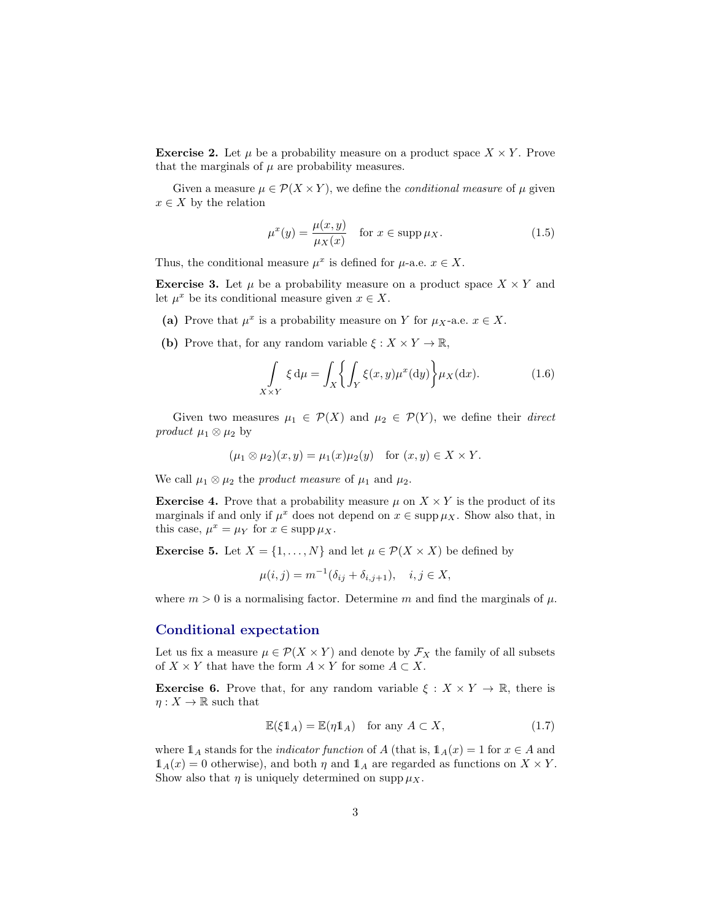**Exercise 2.** Let $\mu$ be a probability measure on a product space $X \times Y$. Prove that the marginals of $\mu$ are probability measures.

Given a measure $\mu \in \mathcal{P}(X \times Y)$, we define the *conditional measure* of $\mu$ given $x \in X$ by the relation

$$\mu^x(y) = \frac{\mu(x,y)}{\mu_X(x)} \quad \text{for } x \in \operatorname{supp} \mu_X. \tag{1.5}$$

Thus, the conditional measure $\mu^x$ is defined for $\mu$-a.e. $x \in X$.

**Exercise 3.** Let $\mu$ be a probability measure on a product space $X \times Y$ and let $\mu^x$ be its conditional measure given $x \in X$.

- **(a)** Prove that $\mu^x$ is a probability measure on $Y$ for $\mu_X$-a.e. $x \in X$.
- **(b)** Prove that, for any random variable $\xi : X \times Y \to \mathbb{R}$,

$$\int_{X \times Y} \xi \, \mathrm{d}\mu = \int_X \left\{ \int_Y \xi(x,y) \mu^x(\mathrm{d}y) \right\} \mu_X(\mathrm{d}x). \tag{1.6}$$

Given two measures $\mu_1 \in \mathcal{P}(X)$ and $\mu_2 \in \mathcal{P}(Y)$, we define their *direct product* $\mu_1 \otimes \mu_2$ by

$$(\mu_1 \otimes \mu_2)(x,y) = \mu_1(x)\mu_2(y) \quad \text{for } (x,y) \in X \times Y.$$

We call $\mu_1 \otimes \mu_2$ the *product measure* of $\mu_1$ and $\mu_2$.

**Exercise 4.** Prove that a probability measure $\mu$ on $X \times Y$ is the product of its marginals if and only if $\mu^x$ does not depend on $x \in \operatorname{supp} \mu_X$. Show also that, in this case, $\mu^x = \mu_Y$ for $x \in \operatorname{supp} \mu_X$.

**Exercise 5.** Let $X = \{1, \dots, N\}$ and let $\mu \in \mathcal{P}(X \times X)$ be defined by

$$\mu(i,j) = m^{-1}(\delta_{ij} + \delta_{i,j+1}), \quad i,j \in X,$$

where $m > 0$ is a normalising factor. Determine $m$ and find the marginals of $\mu$.

## Conditional expectation

Let us fix a measure $\mu \in \mathcal{P}(X \times Y)$ and denote by $\mathcal{F}_X$ the family of all subsets of $X \times Y$ that have the form $A \times Y$ for some $A \subset X$.

**Exercise 6.** Prove that, for any random variable $\xi : X \times Y \to \mathbb{R}$, there is $\eta : X \to \mathbb{R}$ such that

$$\mathbb{E}(\xi \mathbb{1}_A) = \mathbb{E}(\eta \mathbb{1}_A) \quad \text{for any } A \subset X, \tag{1.7}$$

where $\mathbb{1}_A$ stands for the *indicator function* of $A$ (that is, $\mathbb{1}_A(x) = 1$ for $x \in A$ and $\mathbb{1}_A(x) = 0$ otherwise), and both $\eta$ and $\mathbb{1}_A$ are regarded as functions on $X \times Y$. Show also that $\eta$ is uniquely determined on $\operatorname{supp} \mu_X$.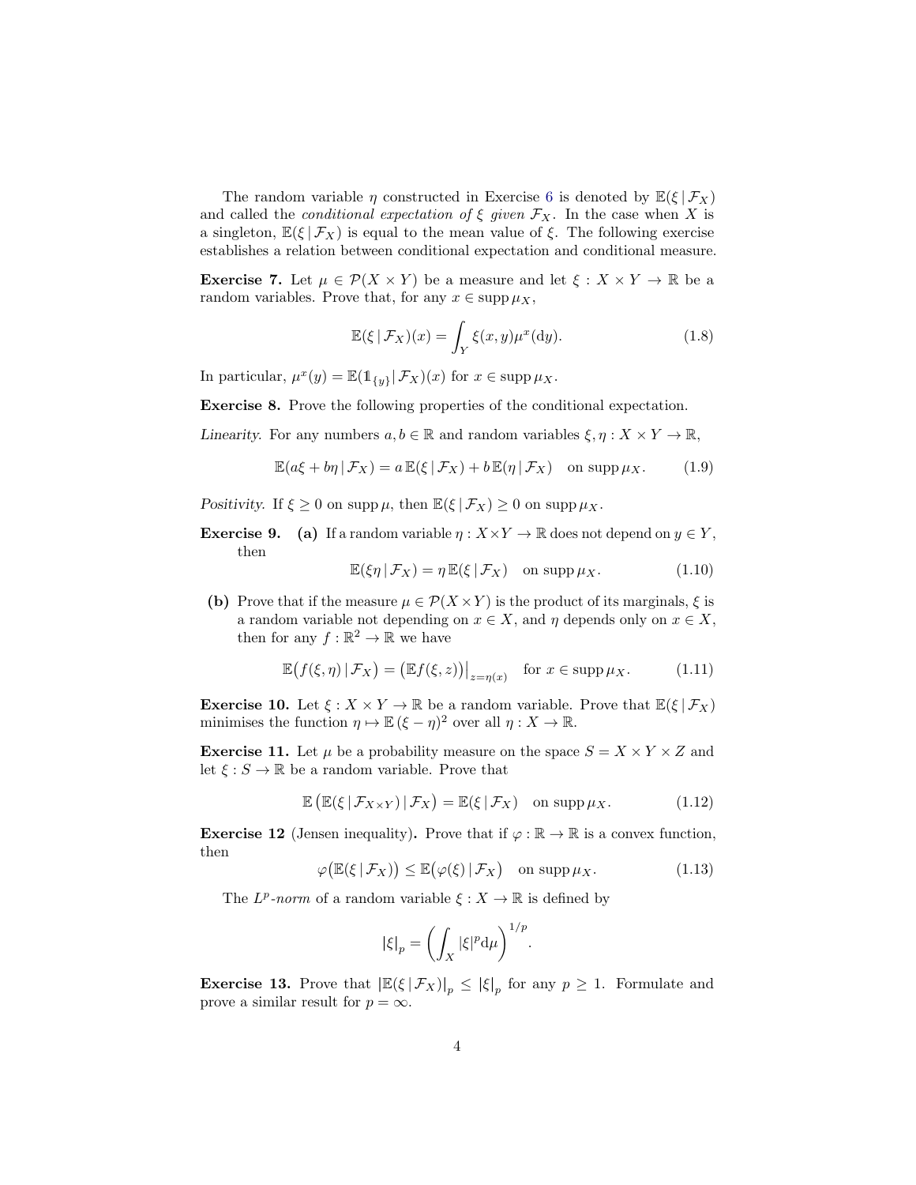The random variable $\eta$ constructed in Exercise 6 is denoted by $\mathbb{E}(\xi \mid \mathcal{F}_X)$ and called the *conditional expectation of $\xi$ given $\mathcal{F}_X$*. In the case when $X$ is a singleton, $\mathbb{E}(\xi \mid \mathcal{F}_X)$ is equal to the mean value of $\xi$. The following exercise establishes a relation between conditional expectation and conditional measure.

**Exercise 7.** Let $\mu \in \mathcal{P}(X \times Y)$ be a measure and let $\xi : X \times Y \to \mathbb{R}$ be a random variables. Prove that, for any $x \in \operatorname{supp} \mu_X$,

$$\mathbb{E}(\xi \mid \mathcal{F}_X)(x) = \int_Y \xi(x, y) \mu^x(\mathrm{d}y). \tag{1.8}$$

In particular, $\mu^x(y) = \mathbb{E}(\mathbb{1}_{\{y\}} \mid \mathcal{F}_X)(x)$ for $x \in \operatorname{supp} \mu_X$.

**Exercise 8.** Prove the following properties of the conditional expectation.

*Linearity.* For any numbers $a, b \in \mathbb{R}$ and random variables $\xi, \eta : X \times Y \to \mathbb{R}$,

$$\mathbb{E}(a\xi + b\eta \mid \mathcal{F}_X) = a\,\mathbb{E}(\xi \mid \mathcal{F}_X) + b\,\mathbb{E}(\eta \mid \mathcal{F}_X) \quad \text{on } \operatorname{supp} \mu_X. \tag{1.9}$$

*Positivity.* If $\xi \geq 0$ on $\operatorname{supp} \mu$, then $\mathbb{E}(\xi \mid \mathcal{F}_X) \geq 0$ on $\operatorname{supp} \mu_X$.

**Exercise 9.** **(a)** If a random variable $\eta : X \times Y \to \mathbb{R}$ does not depend on $y \in Y$, then

$$\mathbb{E}(\xi\eta \mid \mathcal{F}_X) = \eta\,\mathbb{E}(\xi \mid \mathcal{F}_X) \quad \text{on } \operatorname{supp} \mu_X. \tag{1.10}$$

**(b)** Prove that if the measure $\mu \in \mathcal{P}(X \times Y)$ is the product of its marginals, $\xi$ is a random variable not depending on $x \in X$, and $\eta$ depends only on $x \in X$, then for any $f : \mathbb{R}^2 \to \mathbb{R}$ we have

$$\mathbb{E}\big(f(\xi, \eta) \mid \mathcal{F}_X\big) = \big(\mathbb{E} f(\xi, z)\big)\big|_{z=\eta(x)} \quad \text{for } x \in \operatorname{supp} \mu_X. \tag{1.11}$$

**Exercise 10.** Let $\xi : X \times Y \to \mathbb{R}$ be a random variable. Prove that $\mathbb{E}(\xi \mid \mathcal{F}_X)$ minimises the function $\eta \mapsto \mathbb{E}\,(\xi - \eta)^2$ over all $\eta : X \to \mathbb{R}$.

**Exercise 11.** Let $\mu$ be a probability measure on the space $S = X \times Y \times Z$ and let $\xi : S \to \mathbb{R}$ be a random variable. Prove that

$$\mathbb{E}\left(\mathbb{E}(\xi \mid \mathcal{F}_{X \times Y}) \mid \mathcal{F}_X\right) = \mathbb{E}(\xi \mid \mathcal{F}_X) \quad \text{on } \operatorname{supp} \mu_X. \tag{1.12}$$

**Exercise 12** (Jensen inequality)**.** Prove that if $\varphi : \mathbb{R} \to \mathbb{R}$ is a convex function, then

$$\varphi\big(\mathbb{E}(\xi \mid \mathcal{F}_X)\big) \leq \mathbb{E}\big(\varphi(\xi) \mid \mathcal{F}_X\big) \quad \text{on } \operatorname{supp} \mu_X. \tag{1.13}$$

The *$L^p$-norm* of a random variable $\xi : X \to \mathbb{R}$ is defined by

$$|\xi|_p = \left(\int_X |\xi|^p \mathrm{d}\mu\right)^{1/p}.$$

**Exercise 13.** Prove that $|\mathbb{E}(\xi \mid \mathcal{F}_X)|_p \leq |\xi|_p$ for any $p \geq 1$. Formulate and prove a similar result for $p = \infty$.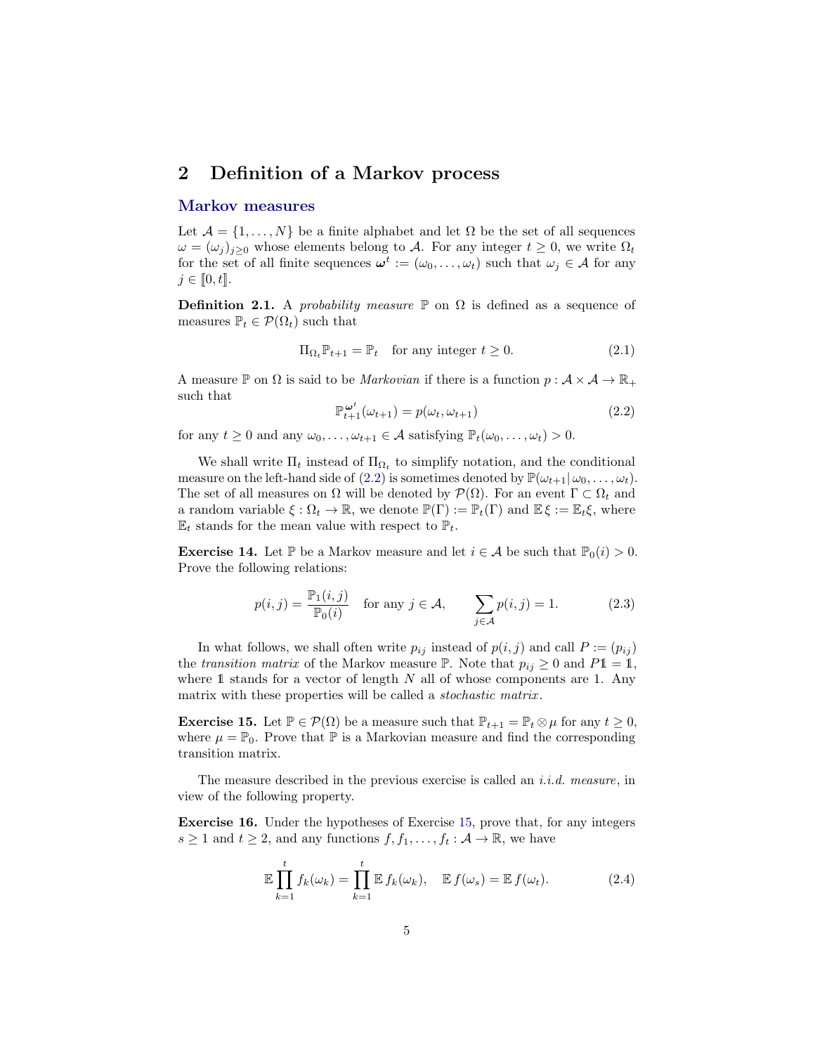## 2 Definition of a Markov process

### Markov measures

Let $\mathcal{A} = \{1, \dots, N\}$ be a finite alphabet and let $\Omega$ be the set of all sequences $\omega = (\omega_j)_{j\geq 0}$ whose elements belong to $\mathcal{A}$. For any integer $t \geq 0$, we write $\Omega_t$ for the set of all finite sequences $\boldsymbol{\omega}^t := (\omega_0, \dots, \omega_t)$ such that $\omega_j \in \mathcal{A}$ for any $j \in [\![0, t]\!]$.

**Definition 2.1.** A *probability measure* $\mathbb{P}$ on $\Omega$ is defined as a sequence of measures $\mathbb{P}_t \in \mathcal{P}(\Omega_t)$ such that

$$\Pi_{\Omega_t}\mathbb{P}_{t+1} = \mathbb{P}_t \quad \text{for any integer } t \geq 0. \tag{2.1}$$

A measure $\mathbb{P}$ on $\Omega$ is said to be *Markovian* if there is a function $p : \mathcal{A} \times \mathcal{A} \to \mathbb{R}_+$ such that

$$\mathbb{P}_{t+1}^{\boldsymbol{\omega}^t}(\omega_{t+1}) = p(\omega_t, \omega_{t+1}) \tag{2.2}$$

for any $t \geq 0$ and any $\omega_0, \dots, \omega_{t+1} \in \mathcal{A}$ satisfying $\mathbb{P}_t(\omega_0, \dots, \omega_t) > 0$.

We shall write $\Pi_t$ instead of $\Pi_{\Omega_t}$ to simplify notation, and the conditional measure on the left-hand side of (2.2) is sometimes denoted by $\mathbb{P}(\omega_{t+1} | \, \omega_0, \dots, \omega_t)$. The set of all measures on $\Omega$ will be denoted by $\mathcal{P}(\Omega)$. For an event $\Gamma \subset \Omega_t$ and a random variable $\xi : \Omega_t \to \mathbb{R}$, we denote $\mathbb{P}(\Gamma) := \mathbb{P}_t(\Gamma)$ and $\mathbb{E}\,\xi := \mathbb{E}_t\xi$, where $\mathbb{E}_t$ stands for the mean value with respect to $\mathbb{P}_t$.

**Exercise 14.** Let $\mathbb{P}$ be a Markov measure and let $i \in \mathcal{A}$ be such that $\mathbb{P}_0(i) > 0$. Prove the following relations:

$$p(i,j) = \frac{\mathbb{P}_1(i,j)}{\mathbb{P}_0(i)} \quad \text{for any } j \in \mathcal{A}, \qquad \sum_{j\in\mathcal{A}} p(i,j) = 1. \tag{2.3}$$

In what follows, we shall often write $p_{ij}$ instead of $p(i,j)$ and call $P := (p_{ij})$ the *transition matrix* of the Markov measure $\mathbb{P}$. Note that $p_{ij} \geq 0$ and $P\mathbb{1} = \mathbb{1}$, where $\mathbb{1}$ stands for a vector of length $N$ all of whose components are 1. Any matrix with these properties will be called a *stochastic matrix*.

**Exercise 15.** Let $\mathbb{P} \in \mathcal{P}(\Omega)$ be a measure such that $\mathbb{P}_{t+1} = \mathbb{P}_t \otimes \mu$ for any $t \geq 0$, where $\mu = \mathbb{P}_0$. Prove that $\mathbb{P}$ is a Markovian measure and find the corresponding transition matrix.

The measure described in the previous exercise is called an *i.i.d. measure*, in view of the following property.

**Exercise 16.** Under the hypotheses of Exercise 15, prove that, for any integers $s \geq 1$ and $t \geq 2$, and any functions $f, f_1, \dots, f_t : \mathcal{A} \to \mathbb{R}$, we have

$$\mathbb{E} \prod_{k=1}^{t} f_k(\omega_k) = \prod_{k=1}^{t} \mathbb{E}\, f_k(\omega_k), \quad \mathbb{E}\, f(\omega_s) = \mathbb{E}\, f(\omega_t). \tag{2.4}$$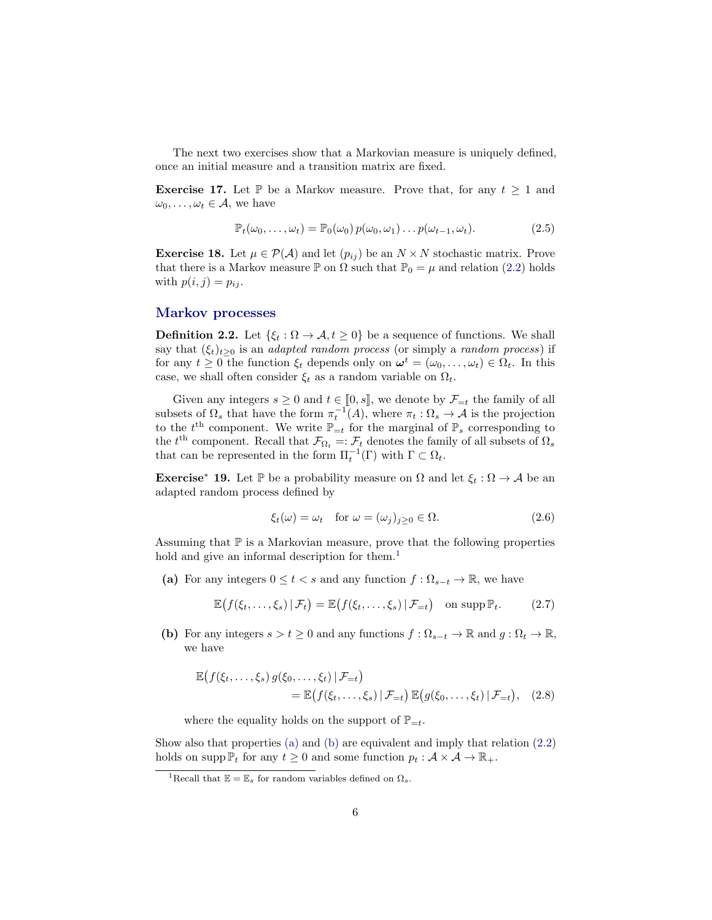The next two exercises show that a Markovian measure is uniquely defined, once an initial measure and a transition matrix are fixed.

**Exercise 17.** Let $\mathbb{P}$ be a Markov measure. Prove that, for any $t \geq 1$ and $\omega_0, \ldots, \omega_t \in \mathcal{A}$, we have

$$\mathbb{P}_t(\omega_0, \ldots, \omega_t) = \mathbb{P}_0(\omega_0)\, p(\omega_0, \omega_1) \ldots p(\omega_{t-1}, \omega_t). \tag{2.5}$$

**Exercise 18.** Let $\mu \in \mathcal{P}(\mathcal{A})$ and let $(p_{ij})$ be an $N \times N$ stochastic matrix. Prove that there is a Markov measure $\mathbb{P}$ on $\Omega$ such that $\mathbb{P}_0 = \mu$ and relation (2.2) holds with $p(i, j) = p_{ij}$.

## Markov processes

**Definition 2.2.** Let $\{\xi_t : \Omega \to \mathcal{A}, t \geq 0\}$ be a sequence of functions. We shall say that $(\xi_t)_{t \geq 0}$ is an *adapted random process* (or simply a *random process*) if for any $t \geq 0$ the function $\xi_t$ depends only on $\boldsymbol{\omega}^t = (\omega_0, \ldots, \omega_t) \in \Omega_t$. In this case, we shall often consider $\xi_t$ as a random variable on $\Omega_t$.

Given any integers $s \geq 0$ and $t \in [\![0, s]\!]$, we denote by $\mathcal{F}_{=t}$ the family of all subsets of $\Omega_s$ that have the form $\pi_t^{-1}(A)$, where $\pi_t : \Omega_s \to \mathcal{A}$ is the projection to the $t^{\text{th}}$ component. We write $\mathbb{P}_{=t}$ for the marginal of $\mathbb{P}_s$ corresponding to the $t^{\text{th}}$ component. Recall that $\mathcal{F}_{\Omega_t} =: \mathcal{F}_t$ denotes the family of all subsets of $\Omega_s$ that can be represented in the form $\Pi_t^{-1}(\Gamma)$ with $\Gamma \subset \Omega_t$.

**Exercise\* 19.** Let $\mathbb{P}$ be a probability measure on $\Omega$ and let $\xi_t : \Omega \to \mathcal{A}$ be an adapted random process defined by

$$\xi_t(\omega) = \omega_t \quad \text{for } \omega = (\omega_j)_{j \geq 0} \in \Omega. \tag{2.6}$$

Assuming that $\mathbb{P}$ is a Markovian measure, prove that the following properties hold and give an informal description for them.[1]

**(a)** For any integers $0 \leq t < s$ and any function $f : \Omega_{s-t} \to \mathbb{R}$, we have

$$\mathbb{E}\big(f(\xi_t, \ldots, \xi_s) \,|\, \mathcal{F}_t\big) = \mathbb{E}\big(f(\xi_t, \ldots, \xi_s) \,|\, \mathcal{F}_{=t}\big) \quad \text{on } \operatorname{supp} \mathbb{P}_t. \tag{2.7}$$

**(b)** For any integers $s > t \geq 0$ and any functions $f : \Omega_{s-t} \to \mathbb{R}$ and $g : \Omega_t \to \mathbb{R}$, we have

$$\begin{aligned}\mathbb{E}\big(f(\xi_t, \ldots, \xi_s)\, g(\xi_0, \ldots, \xi_t) \,|\, \mathcal{F}_{=t}\big)& \\ = \mathbb{E}\big(f(\xi_t, \ldots, \xi_s) \,|\, \mathcal{F}_{=t}\big)\, &\mathbb{E}\big(g(\xi_0, \ldots, \xi_t) \,|\, \mathcal{F}_{=t}\big),\end{aligned} \tag{2.8}$$

where the equality holds on the support of $\mathbb{P}_{=t}$.

Show also that properties (a) and (b) are equivalent and imply that relation (2.2) holds on $\operatorname{supp} \mathbb{P}_t$ for any $t \geq 0$ and some function $p_t : \mathcal{A} \times \mathcal{A} \to \mathbb{R}_+$.

[1] Recall that $\mathbb{E} = \mathbb{E}_s$ for random variables defined on $\Omega_s$.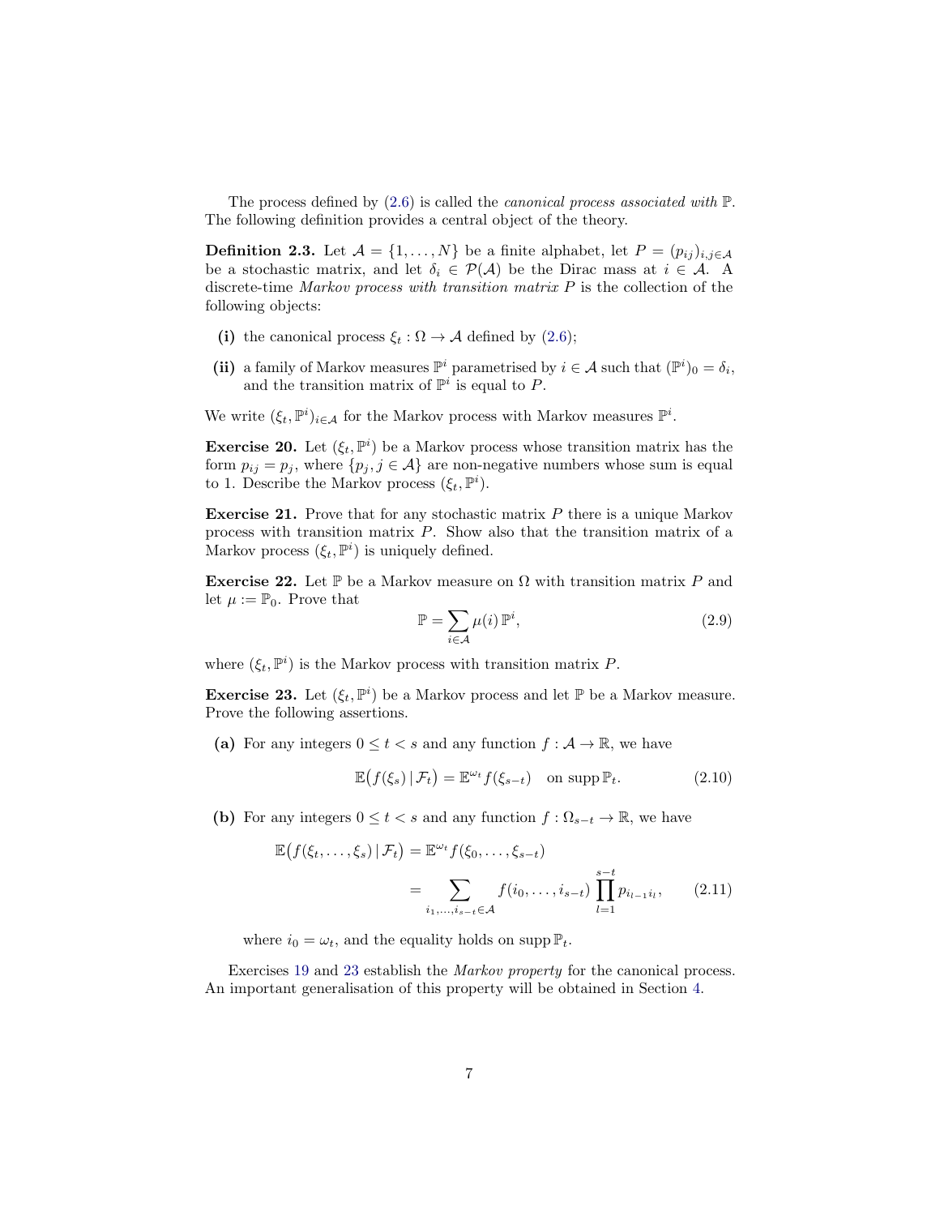The process defined by (2.6) is called the *canonical process associated with* $\mathbb{P}$. The following definition provides a central object of the theory.

**Definition 2.3.** Let $\mathcal{A} = \{1, \dots, N\}$ be a finite alphabet, let $P = (p_{ij})_{i,j \in \mathcal{A}}$ be a stochastic matrix, and let $\delta_i \in \mathcal{P}(\mathcal{A})$ be the Dirac mass at $i \in \mathcal{A}$. A discrete-time *Markov process with transition matrix* $P$ is the collection of the following objects:

**(i)** the canonical process $\xi_t : \Omega \to \mathcal{A}$ defined by (2.6);

**(ii)** a family of Markov measures $\mathbb{P}^i$ parametrised by $i \in \mathcal{A}$ such that $(\mathbb{P}^i)_0 = \delta_i$, and the transition matrix of $\mathbb{P}^i$ is equal to $P$.

We write $(\xi_t, \mathbb{P}^i)_{i \in \mathcal{A}}$ for the Markov process with Markov measures $\mathbb{P}^i$.

**Exercise 20.** Let $(\xi_t, \mathbb{P}^i)$ be a Markov process whose transition matrix has the form $p_{ij} = p_j$, where $\{p_j, j \in \mathcal{A}\}$ are non-negative numbers whose sum is equal to 1. Describe the Markov process $(\xi_t, \mathbb{P}^i)$.

**Exercise 21.** Prove that for any stochastic matrix $P$ there is a unique Markov process with transition matrix $P$. Show also that the transition matrix of a Markov process $(\xi_t, \mathbb{P}^i)$ is uniquely defined.

**Exercise 22.** Let $\mathbb{P}$ be a Markov measure on $\Omega$ with transition matrix $P$ and let $\mu := \mathbb{P}_0$. Prove that

$$\mathbb{P} = \sum_{i \in \mathcal{A}} \mu(i)\, \mathbb{P}^i, \tag{2.9}$$

where $(\xi_t, \mathbb{P}^i)$ is the Markov process with transition matrix $P$.

**Exercise 23.** Let $(\xi_t, \mathbb{P}^i)$ be a Markov process and let $\mathbb{P}$ be a Markov measure. Prove the following assertions.

**(a)** For any integers $0 \le t < s$ and any function $f : \mathcal{A} \to \mathbb{R}$, we have

$$\mathbb{E}\big(f(\xi_s) \,|\, \mathcal{F}_t\big) = \mathbb{E}^{\omega_t} f(\xi_{s-t}) \quad \text{on } \operatorname{supp} \mathbb{P}_t. \tag{2.10}$$

**(b)** For any integers $0 \le t < s$ and any function $f : \Omega_{s-t} \to \mathbb{R}$, we have

$$\begin{aligned} \mathbb{E}\big(f(\xi_t, \dots, \xi_s) \,|\, \mathcal{F}_t\big) &= \mathbb{E}^{\omega_t} f(\xi_0, \dots, \xi_{s-t}) \\ &= \sum_{i_1, \dots, i_{s-t} \in \mathcal{A}} f(i_0, \dots, i_{s-t}) \prod_{l=1}^{s-t} p_{i_{l-1} i_l}, \end{aligned} \tag{2.11}$$

where $i_0 = \omega_t$, and the equality holds on $\operatorname{supp} \mathbb{P}_t$.

Exercises 19 and 23 establish the *Markov property* for the canonical process. An important generalisation of this property will be obtained in Section 4.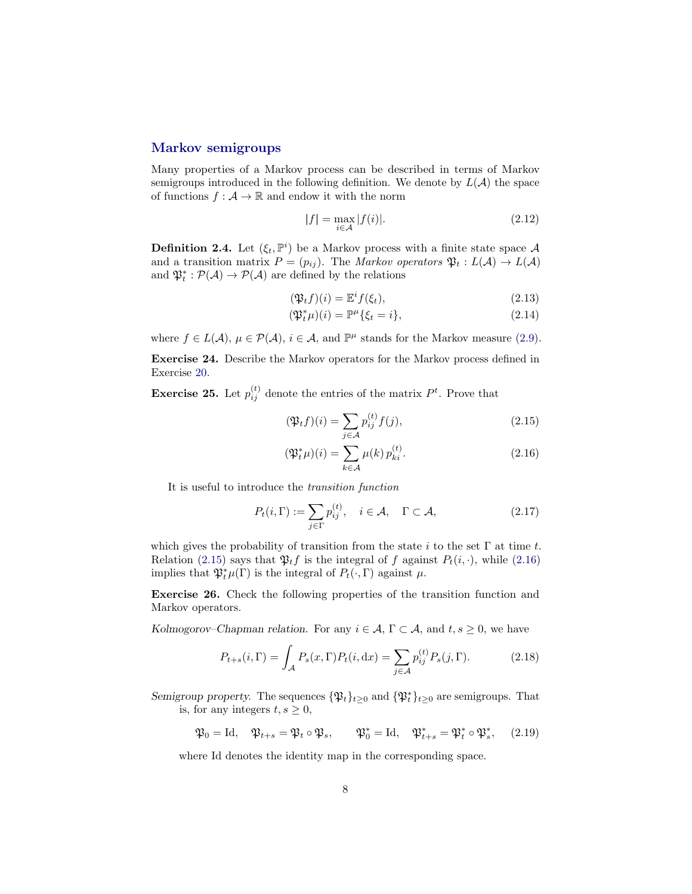## Markov semigroups

Many properties of a Markov process can be described in terms of Markov semigroups introduced in the following definition. We denote by $L(\mathcal{A})$ the space of functions $f : \mathcal{A} \to \mathbb{R}$ and endow it with the norm

$$|f| = \max_{i \in \mathcal{A}} |f(i)|. \tag{2.12}$$

**Definition 2.4.** Let $(\xi_t, \mathbb{P}^i)$ be a Markov process with a finite state space $\mathcal{A}$ and a transition matrix $P = (p_{ij})$. The *Markov operators* $\mathfrak{P}_t : L(\mathcal{A}) \to L(\mathcal{A})$ and $\mathfrak{P}_t^* : \mathcal{P}(\mathcal{A}) \to \mathcal{P}(\mathcal{A})$ are defined by the relations

$$(\mathfrak{P}_t f)(i) = \mathbb{E}^i f(\xi_t), \tag{2.13}$$

$$(\mathfrak{P}_t^* \mu)(i) = \mathbb{P}^\mu \{\xi_t = i\}, \tag{2.14}$$

where $f \in L(\mathcal{A})$, $\mu \in \mathcal{P}(\mathcal{A})$, $i \in \mathcal{A}$, and $\mathbb{P}^\mu$ stands for the Markov measure (2.9).

**Exercise 24.** Describe the Markov operators for the Markov process defined in Exercise 20.

**Exercise 25.** Let $p_{ij}^{(t)}$ denote the entries of the matrix $P^t$. Prove that

$$(\mathfrak{P}_t f)(i) = \sum_{j \in \mathcal{A}} p_{ij}^{(t)} f(j), \tag{2.15}$$

$$(\mathfrak{P}_t^* \mu)(i) = \sum_{k \in \mathcal{A}} \mu(k)\, p_{ki}^{(t)}. \tag{2.16}$$

It is useful to introduce the *transition function*

$$P_t(i, \Gamma) := \sum_{j \in \Gamma} p_{ij}^{(t)}, \quad i \in \mathcal{A}, \quad \Gamma \subset \mathcal{A}, \tag{2.17}$$

which gives the probability of transition from the state $i$ to the set $\Gamma$ at time $t$. Relation (2.15) says that $\mathfrak{P}_t f$ is the integral of $f$ against $P_t(i, \cdot)$, while (2.16) implies that $\mathfrak{P}_t^* \mu(\Gamma)$ is the integral of $P_t(\cdot, \Gamma)$ against $\mu$.

**Exercise 26.** Check the following properties of the transition function and Markov operators.

*Kolmogorov–Chapman relation.* For any $i \in \mathcal{A}$, $\Gamma \subset \mathcal{A}$, and $t, s \geq 0$, we have

$$P_{t+s}(i, \Gamma) = \int_{\mathcal{A}} P_s(x, \Gamma) P_t(i, \mathrm{d}x) = \sum_{j \in \mathcal{A}} p_{ij}^{(t)} P_s(j, \Gamma). \tag{2.18}$$

*Semigroup property.* The sequences $\{\mathfrak{P}_t\}_{t \geq 0}$ and $\{\mathfrak{P}_t^*\}_{t \geq 0}$ are semigroups. That is, for any integers $t, s \geq 0$,

$$\mathfrak{P}_0 = \mathrm{Id}, \quad \mathfrak{P}_{t+s} = \mathfrak{P}_t \circ \mathfrak{P}_s, \qquad \mathfrak{P}_0^* = \mathrm{Id}, \quad \mathfrak{P}_{t+s}^* = \mathfrak{P}_t^* \circ \mathfrak{P}_s^*, \tag{2.19}$$

where Id denotes the identity map in the corresponding space.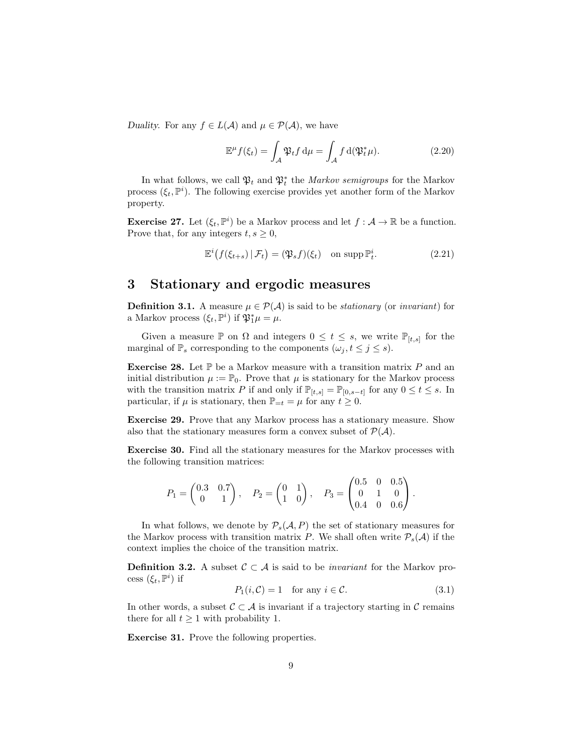*Duality.* For any $f \in L(\mathcal{A})$ and $\mu \in \mathcal{P}(\mathcal{A})$, we have

$$\mathbb{E}^\mu f(\xi_t) = \int_{\mathcal{A}} \mathfrak{P}_t f \, \mathrm{d}\mu = \int_{\mathcal{A}} f \, \mathrm{d}(\mathfrak{P}_t^* \mu). \tag{2.20}$$

In what follows, we call $\mathfrak{P}_t$ and $\mathfrak{P}_t^*$ the *Markov semigroups* for the Markov process $(\xi_t, \mathbb{P}^i)$. The following exercise provides yet another form of the Markov property.

**Exercise 27.** Let $(\xi_t, \mathbb{P}^i)$ be a Markov process and let $f : \mathcal{A} \to \mathbb{R}$ be a function. Prove that, for any integers $t, s \geq 0$,

$$\mathbb{E}^i\big(f(\xi_{t+s}) \,|\, \mathcal{F}_t\big) = (\mathfrak{P}_s f)(\xi_t) \quad \text{on } \operatorname{supp} \mathbb{P}_t^i. \tag{2.21}$$

# 3 Stationary and ergodic measures

**Definition 3.1.** A measure $\mu \in \mathcal{P}(\mathcal{A})$ is said to be *stationary* (or *invariant*) for a Markov process $(\xi_t, \mathbb{P}^i)$ if $\mathfrak{P}_1^* \mu = \mu$.

Given a measure $\mathbb{P}$ on $\Omega$ and integers $0 \leq t \leq s$, we write $\mathbb{P}_{[t,s]}$ for the marginal of $\mathbb{P}_s$ corresponding to the components $(\omega_j, t \leq j \leq s)$.

**Exercise 28.** Let $\mathbb{P}$ be a Markov measure with a transition matrix $P$ and an initial distribution $\mu := \mathbb{P}_0$. Prove that $\mu$ is stationary for the Markov process with the transition matrix $P$ if and only if $\mathbb{P}_{[t,s]} = \mathbb{P}_{[0,s-t]}$ for any $0 \leq t \leq s$. In particular, if $\mu$ is stationary, then $\mathbb{P}_{=t} = \mu$ for any $t \geq 0$.

**Exercise 29.** Prove that any Markov process has a stationary measure. Show also that the stationary measures form a convex subset of $\mathcal{P}(\mathcal{A})$.

**Exercise 30.** Find all the stationary measures for the Markov processes with the following transition matrices:

$$P_1 = \begin{pmatrix} 0.3 & 0.7 \\ 0 & 1 \end{pmatrix}, \quad P_2 = \begin{pmatrix} 0 & 1 \\ 1 & 0 \end{pmatrix}, \quad P_3 = \begin{pmatrix} 0.5 & 0 & 0.5 \\ 0 & 1 & 0 \\ 0.4 & 0 & 0.6 \end{pmatrix}.$$

In what follows, we denote by $\mathcal{P}_s(\mathcal{A}, P)$ the set of stationary measures for the Markov process with transition matrix $P$. We shall often write $\mathcal{P}_s(\mathcal{A})$ if the context implies the choice of the transition matrix.

**Definition 3.2.** A subset $\mathcal{C} \subset \mathcal{A}$ is said to be *invariant* for the Markov process $(\xi_t, \mathbb{P}^i)$ if

$$P_1(i, \mathcal{C}) = 1 \quad \text{for any } i \in \mathcal{C}. \tag{3.1}$$

In other words, a subset $\mathcal{C} \subset \mathcal{A}$ is invariant if a trajectory starting in $\mathcal{C}$ remains there for all $t \geq 1$ with probability 1.

**Exercise 31.** Prove the following properties.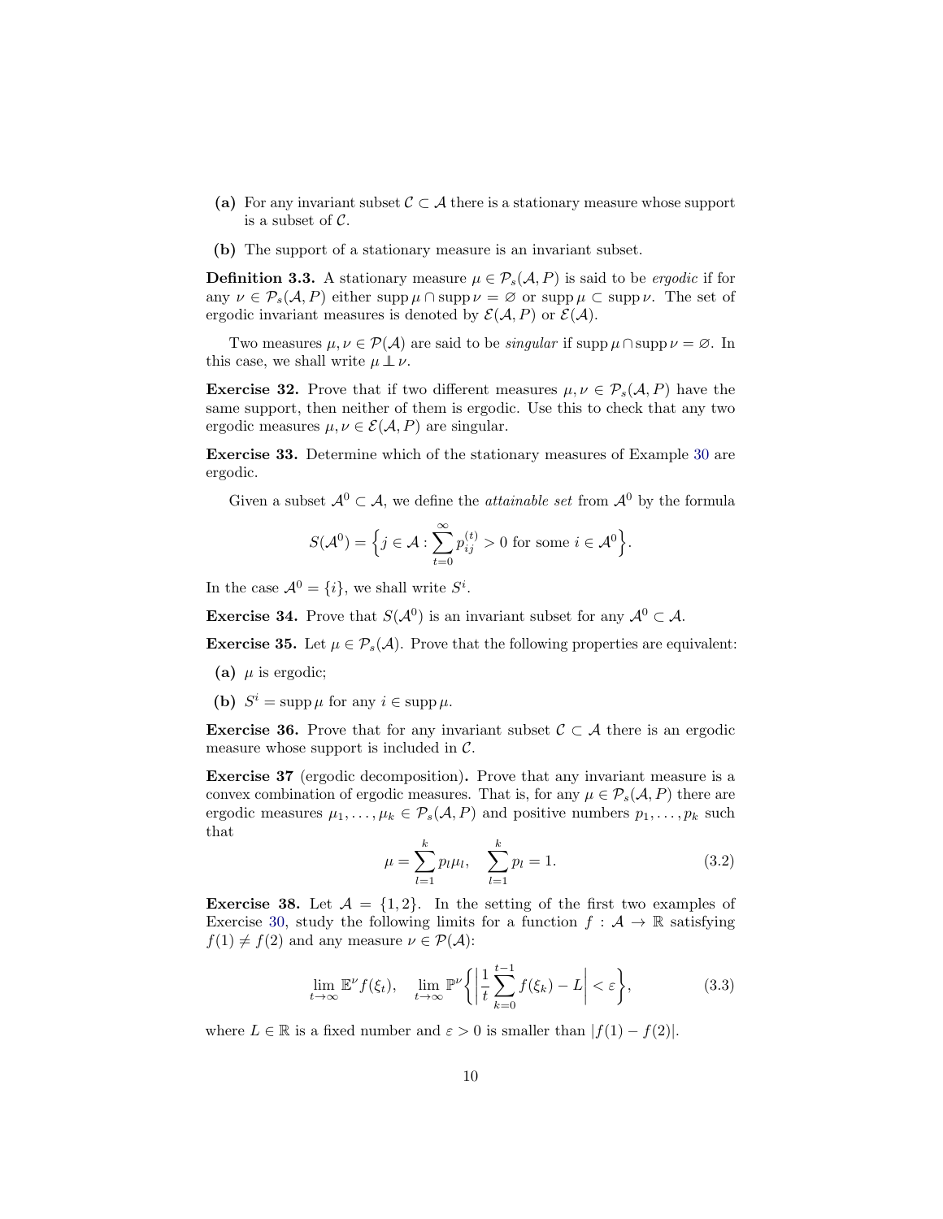**(a)** For any invariant subset $\mathcal{C} \subset \mathcal{A}$ there is a stationary measure whose support is a subset of $\mathcal{C}$.

**(b)** The support of a stationary measure is an invariant subset.

**Definition 3.3.** A stationary measure $\mu \in \mathcal{P}_s(\mathcal{A}, P)$ is said to be *ergodic* if for any $\nu \in \mathcal{P}_s(\mathcal{A}, P)$ either $\operatorname{supp}\mu \cap \operatorname{supp}\nu = \varnothing$ or $\operatorname{supp}\mu \subset \operatorname{supp}\nu$. The set of ergodic invariant measures is denoted by $\mathcal{E}(\mathcal{A}, P)$ or $\mathcal{E}(\mathcal{A})$.

Two measures $\mu, \nu \in \mathcal{P}(\mathcal{A})$ are said to be *singular* if $\operatorname{supp}\mu \cap \operatorname{supp}\nu = \varnothing$. In this case, we shall write $\mu \perp\!\!\!\perp \nu$.

**Exercise 32.** Prove that if two different measures $\mu, \nu \in \mathcal{P}_s(\mathcal{A}, P)$ have the same support, then neither of them is ergodic. Use this to check that any two ergodic measures $\mu, \nu \in \mathcal{E}(\mathcal{A}, P)$ are singular.

**Exercise 33.** Determine which of the stationary measures of Example 30 are ergodic.

Given a subset $\mathcal{A}^0 \subset \mathcal{A}$, we define the *attainable set* from $\mathcal{A}^0$ by the formula

$$S(\mathcal{A}^0) = \Big\{ j \in \mathcal{A} : \sum_{t=0}^{\infty} p_{ij}^{(t)} > 0 \text{ for some } i \in \mathcal{A}^0 \Big\}.$$

In the case $\mathcal{A}^0 = \{i\}$, we shall write $S^i$.

**Exercise 34.** Prove that $S(\mathcal{A}^0)$ is an invariant subset for any $\mathcal{A}^0 \subset \mathcal{A}$.

**Exercise 35.** Let $\mu \in \mathcal{P}_s(\mathcal{A})$. Prove that the following properties are equivalent:

**(a)** $\mu$ is ergodic;

**(b)** $S^i = \operatorname{supp}\mu$ for any $i \in \operatorname{supp}\mu$.

**Exercise 36.** Prove that for any invariant subset $\mathcal{C} \subset \mathcal{A}$ there is an ergodic measure whose support is included in $\mathcal{C}$.

**Exercise 37** (ergodic decomposition)**.** Prove that any invariant measure is a convex combination of ergodic measures. That is, for any $\mu \in \mathcal{P}_s(\mathcal{A}, P)$ there are ergodic measures $\mu_1, \dots, \mu_k \in \mathcal{P}_s(\mathcal{A}, P)$ and positive numbers $p_1, \dots, p_k$ such that

$$\mu = \sum_{l=1}^{k} p_l \mu_l, \quad \sum_{l=1}^{k} p_l = 1. \tag{3.2}$$

**Exercise 38.** Let $\mathcal{A} = \{1, 2\}$. In the setting of the first two examples of Exercise 30, study the following limits for a function $f : \mathcal{A} \to \mathbb{R}$ satisfying $f(1) \neq f(2)$ and any measure $\nu \in \mathcal{P}(\mathcal{A})$:

$$\lim_{t\to\infty} \mathbb{E}^{\nu} f(\xi_t), \quad \lim_{t\to\infty} \mathbb{P}^{\nu}\Big\{ \Big| \frac{1}{t} \sum_{k=0}^{t-1} f(\xi_k) - L \Big| < \varepsilon \Big\}, \tag{3.3}$$

where $L \in \mathbb{R}$ is a fixed number and $\varepsilon > 0$ is smaller than $|f(1) - f(2)|$.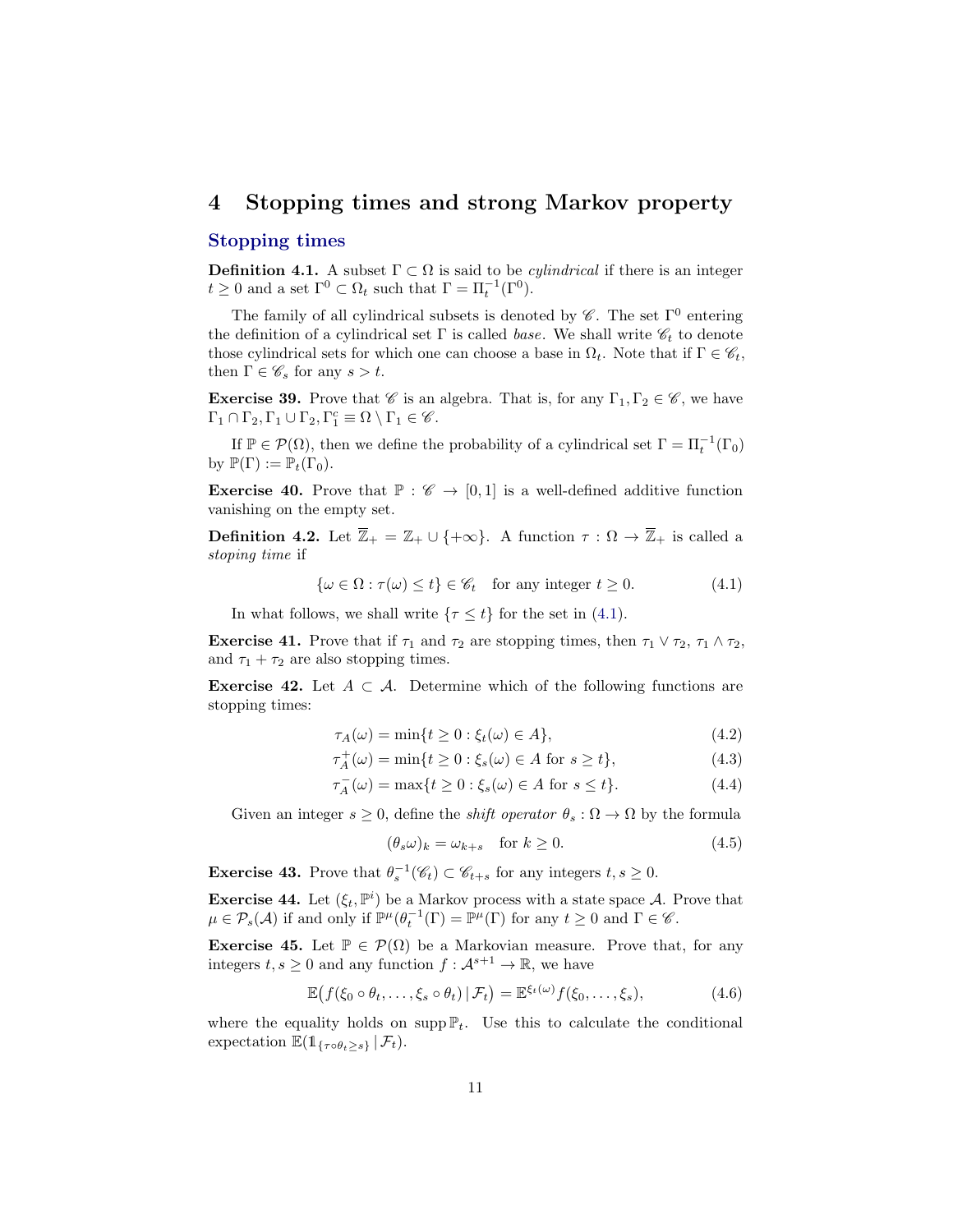# 4 Stopping times and strong Markov property

## Stopping times

**Definition 4.1.** A subset $\Gamma \subset \Omega$ is said to be *cylindrical* if there is an integer $t \geq 0$ and a set $\Gamma^0 \subset \Omega_t$ such that $\Gamma = \Pi_t^{-1}(\Gamma^0)$.

The family of all cylindrical subsets is denoted by $\mathscr{C}$. The set $\Gamma^0$ entering the definition of a cylindrical set $\Gamma$ is called *base*. We shall write $\mathscr{C}_t$ to denote those cylindrical sets for which one can choose a base in $\Omega_t$. Note that if $\Gamma \in \mathscr{C}_t$, then $\Gamma \in \mathscr{C}_s$ for any $s > t$.

**Exercise 39.** Prove that $\mathscr{C}$ is an algebra. That is, for any $\Gamma_1, \Gamma_2 \in \mathscr{C}$, we have $\Gamma_1 \cap \Gamma_2, \Gamma_1 \cup \Gamma_2, \Gamma_1^c \equiv \Omega \setminus \Gamma_1 \in \mathscr{C}$.

If $\mathbb{P} \in \mathcal{P}(\Omega)$, then we define the probability of a cylindrical set $\Gamma = \Pi_t^{-1}(\Gamma_0)$ by $\mathbb{P}(\Gamma) := \mathbb{P}_t(\Gamma_0)$.

**Exercise 40.** Prove that $\mathbb{P} : \mathscr{C} \to [0,1]$ is a well-defined additive function vanishing on the empty set.

**Definition 4.2.** Let $\overline{\mathbb{Z}}_+ = \mathbb{Z}_+ \cup \{+\infty\}$. A function $\tau : \Omega \to \overline{\mathbb{Z}}_+$ is called a *stoping time* if

$$\{\omega \in \Omega : \tau(\omega) \leq t\} \in \mathscr{C}_t \quad \text{for any integer } t \geq 0. \tag{4.1}$$

In what follows, we shall write $\{\tau \leq t\}$ for the set in (4.1).

**Exercise 41.** Prove that if $\tau_1$ and $\tau_2$ are stopping times, then $\tau_1 \vee \tau_2$, $\tau_1 \wedge \tau_2$, and $\tau_1 + \tau_2$ are also stopping times.

**Exercise 42.** Let $A \subset \mathcal{A}$. Determine which of the following functions are stopping times:

$$\tau_A(\omega) = \min\{t \geq 0 : \xi_t(\omega) \in A\}, \tag{4.2}$$

$$\tau_A^+(\omega) = \min\{t \geq 0 : \xi_s(\omega) \in A \text{ for } s \geq t\}, \tag{4.3}$$

$$\tau_A^-(\omega) = \max\{t \geq 0 : \xi_s(\omega) \in A \text{ for } s \leq t\}. \tag{4.4}$$

Given an integer $s \geq 0$, define the *shift operator* $\theta_s : \Omega \to \Omega$ by the formula

$$(\theta_s\omega)_k = \omega_{k+s} \quad \text{for } k \geq 0. \tag{4.5}$$

**Exercise 43.** Prove that $\theta_s^{-1}(\mathscr{C}_t) \subset \mathscr{C}_{t+s}$ for any integers $t, s \geq 0$.

**Exercise 44.** Let $(\xi_t, \mathbb{P}^i)$ be a Markov process with a state space $\mathcal{A}$. Prove that $\mu \in \mathcal{P}_s(\mathcal{A})$ if and only if $\mathbb{P}^\mu(\theta_t^{-1}(\Gamma) = \mathbb{P}^\mu(\Gamma)$ for any $t \geq 0$ and $\Gamma \in \mathscr{C}$.

**Exercise 45.** Let $\mathbb{P} \in \mathcal{P}(\Omega)$ be a Markovian measure. Prove that, for any integers $t, s \geq 0$ and any function $f : \mathcal{A}^{s+1} \to \mathbb{R}$, we have

$$\mathbb{E}\big(f(\xi_0 \circ \theta_t, \dots, \xi_s \circ \theta_t) \,|\, \mathcal{F}_t\big) = \mathbb{E}^{\xi_t(\omega)} f(\xi_0, \dots, \xi_s), \tag{4.6}$$

where the equality holds on $\operatorname{supp} \mathbb{P}_t$. Use this to calculate the conditional expectation $\mathbb{E}(\mathbb{1}_{\{\tau \circ \theta_t \geq s\}} \,|\, \mathcal{F}_t)$.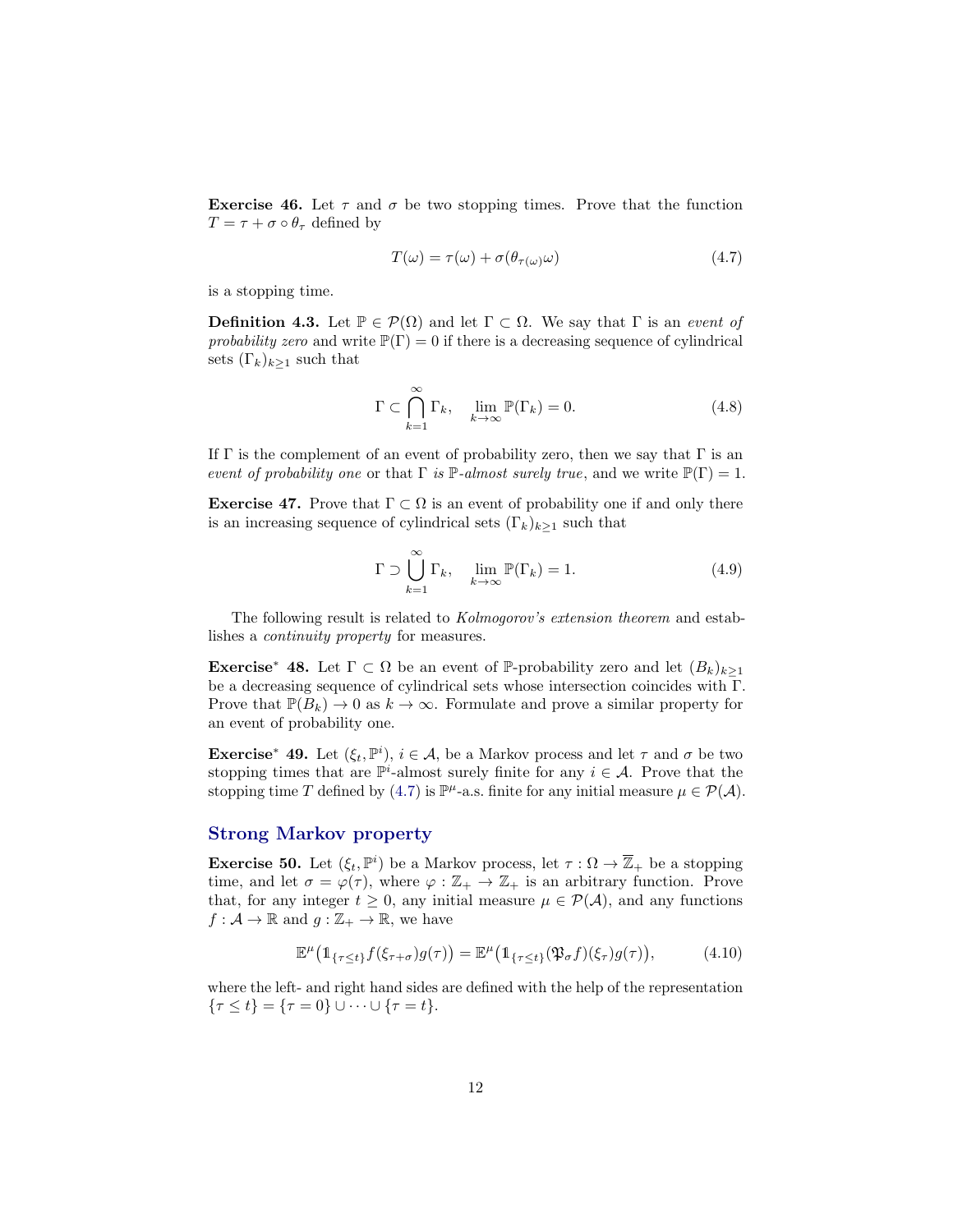**Exercise 46.** Let $\tau$ and $\sigma$ be two stopping times. Prove that the function $T = \tau + \sigma \circ \theta_\tau$ defined by

$$T(\omega) = \tau(\omega) + \sigma(\theta_{\tau(\omega)}\omega) \tag{4.7}$$

is a stopping time.

**Definition 4.3.** Let $\mathbb{P} \in \mathcal{P}(\Omega)$ and let $\Gamma \subset \Omega$. We say that $\Gamma$ is an *event of probability zero* and write $\mathbb{P}(\Gamma) = 0$ if there is a decreasing sequence of cylindrical sets $(\Gamma_k)_{k\geq 1}$ such that

$$\Gamma \subset \bigcap_{k=1}^{\infty} \Gamma_k, \quad \lim_{k\to\infty} \mathbb{P}(\Gamma_k) = 0. \tag{4.8}$$

If $\Gamma$ is the complement of an event of probability zero, then we say that $\Gamma$ is an *event of probability one* or that $\Gamma$ *is $\mathbb{P}$-almost surely true*, and we write $\mathbb{P}(\Gamma) = 1$.

**Exercise 47.** Prove that $\Gamma \subset \Omega$ is an event of probability one if and only there is an increasing sequence of cylindrical sets $(\Gamma_k)_{k\geq 1}$ such that

$$\Gamma \supset \bigcup_{k=1}^{\infty} \Gamma_k, \quad \lim_{k\to\infty} \mathbb{P}(\Gamma_k) = 1. \tag{4.9}$$

The following result is related to *Kolmogorov's extension theorem* and establishes a *continuity property* for measures.

**Exercise$^*$ 48.** Let $\Gamma \subset \Omega$ be an event of $\mathbb{P}$-probability zero and let $(B_k)_{k\geq 1}$ be a decreasing sequence of cylindrical sets whose intersection coincides with $\Gamma$. Prove that $\mathbb{P}(B_k) \to 0$ as $k \to \infty$. Formulate and prove a similar property for an event of probability one.

**Exercise$^*$ 49.** Let $(\xi_t, \mathbb{P}^i)$, $i \in \mathcal{A}$, be a Markov process and let $\tau$ and $\sigma$ be two stopping times that are $\mathbb{P}^i$-almost surely finite for any $i \in \mathcal{A}$. Prove that the stopping time $T$ defined by (4.7) is $\mathbb{P}^\mu$-a.s. finite for any initial measure $\mu \in \mathcal{P}(\mathcal{A})$.

## Strong Markov property

**Exercise 50.** Let $(\xi_t, \mathbb{P}^i)$ be a Markov process, let $\tau : \Omega \to \overline{\mathbb{Z}}_+$ be a stopping time, and let $\sigma = \varphi(\tau)$, where $\varphi : \mathbb{Z}_+ \to \mathbb{Z}_+$ is an arbitrary function. Prove that, for any integer $t \geq 0$, any initial measure $\mu \in \mathcal{P}(\mathcal{A})$, and any functions $f : \mathcal{A} \to \mathbb{R}$ and $g : \mathbb{Z}_+ \to \mathbb{R}$, we have

$$\mathbb{E}^\mu\big(\mathbb{1}_{\{\tau\leq t\}} f(\xi_{\tau+\sigma}) g(\tau)\big) = \mathbb{E}^\mu\big(\mathbb{1}_{\{\tau\leq t\}} (\mathfrak{P}_\sigma f)(\xi_\tau) g(\tau)\big), \tag{4.10}$$

where the left- and right hand sides are defined with the help of the representation $\{\tau \leq t\} = \{\tau = 0\} \cup \cdots \cup \{\tau = t\}$.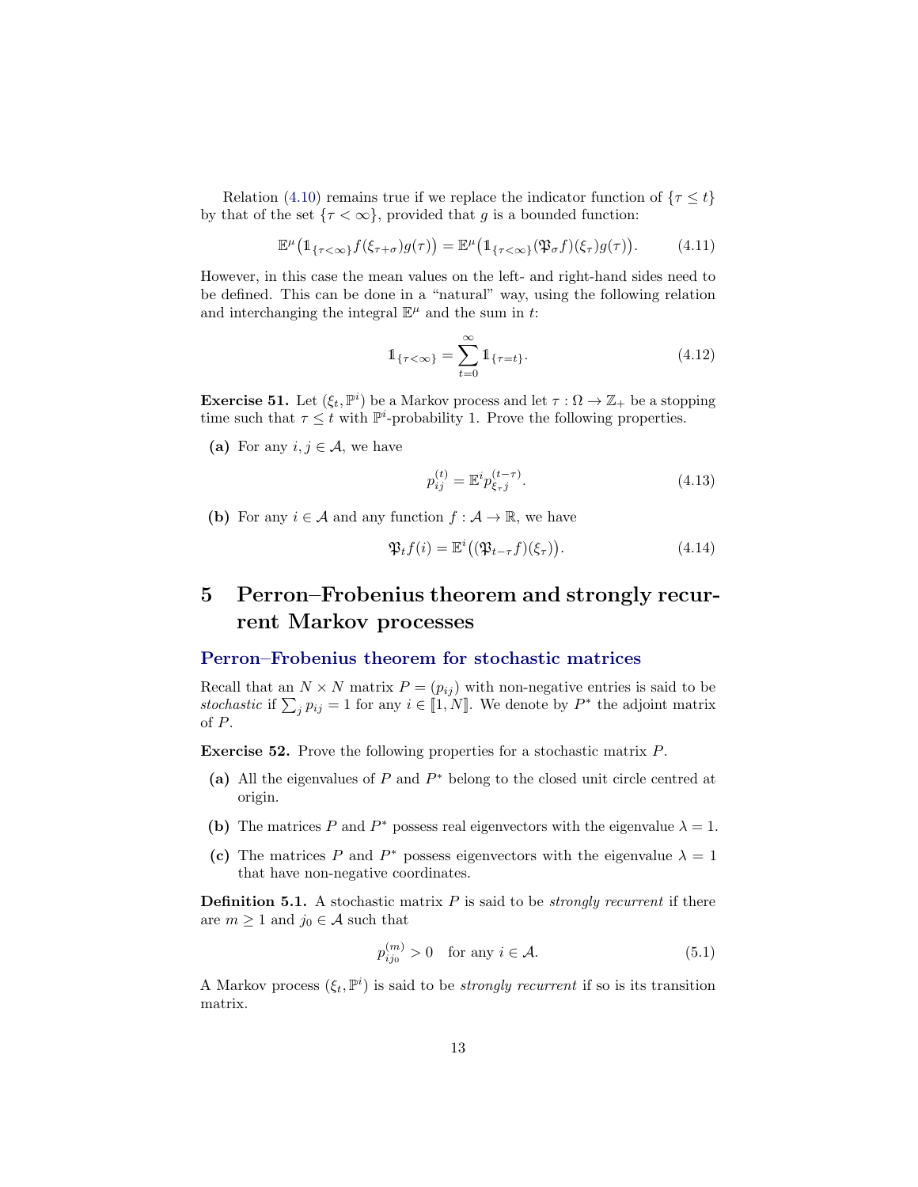Relation (4.10) remains true if we replace the indicator function of $\{\tau \le t\}$ by that of the set $\{\tau < \infty\}$, provided that $g$ is a bounded function:

$$\mathbb{E}^\mu\big(\mathbb{1}_{\{\tau<\infty\}} f(\xi_{\tau+\sigma}) g(\tau)\big) = \mathbb{E}^\mu\big(\mathbb{1}_{\{\tau<\infty\}} (\mathfrak{P}_\sigma f)(\xi_\tau) g(\tau)\big). \tag{4.11}$$

However, in this case the mean values on the left- and right-hand sides need to be defined. This can be done in a "natural" way, using the following relation and interchanging the integral $\mathbb{E}^\mu$ and the sum in $t$:

$$\mathbb{1}_{\{\tau<\infty\}} = \sum_{t=0}^{\infty} \mathbb{1}_{\{\tau=t\}}. \tag{4.12}$$

**Exercise 51.** Let $(\xi_t, \mathbb{P}^i)$ be a Markov process and let $\tau : \Omega \to \mathbb{Z}_+$ be a stopping time such that $\tau \le t$ with $\mathbb{P}^i$-probability 1. Prove the following properties.

**(a)** For any $i, j \in \mathcal{A}$, we have

$$p_{ij}^{(t)} = \mathbb{E}^i p_{\xi_\tau j}^{(t-\tau)}. \tag{4.13}$$

**(b)** For any $i \in \mathcal{A}$ and any function $f : \mathcal{A} \to \mathbb{R}$, we have

$$\mathfrak{P}_t f(i) = \mathbb{E}^i\big((\mathfrak{P}_{t-\tau} f)(\xi_\tau)\big). \tag{4.14}$$

# 5 Perron–Frobenius theorem and strongly recurrent Markov processes

## Perron–Frobenius theorem for stochastic matrices

Recall that an $N \times N$ matrix $P = (p_{ij})$ with non-negative entries is said to be *stochastic* if $\sum_j p_{ij} = 1$ for any $i \in [\![1, N]\!]$. We denote by $P^*$ the adjoint matrix of $P$.

**Exercise 52.** Prove the following properties for a stochastic matrix $P$.

**(a)** All the eigenvalues of $P$ and $P^*$ belong to the closed unit circle centred at origin.

**(b)** The matrices $P$ and $P^*$ possess real eigenvectors with the eigenvalue $\lambda = 1$.

**(c)** The matrices $P$ and $P^*$ possess eigenvectors with the eigenvalue $\lambda = 1$ that have non-negative coordinates.

**Definition 5.1.** A stochastic matrix $P$ is said to be *strongly recurrent* if there are $m \ge 1$ and $j_0 \in \mathcal{A}$ such that

$$p_{ij_0}^{(m)} > 0 \quad \text{for any } i \in \mathcal{A}. \tag{5.1}$$

A Markov process $(\xi_t, \mathbb{P}^i)$ is said to be *strongly recurrent* if so is its transition matrix.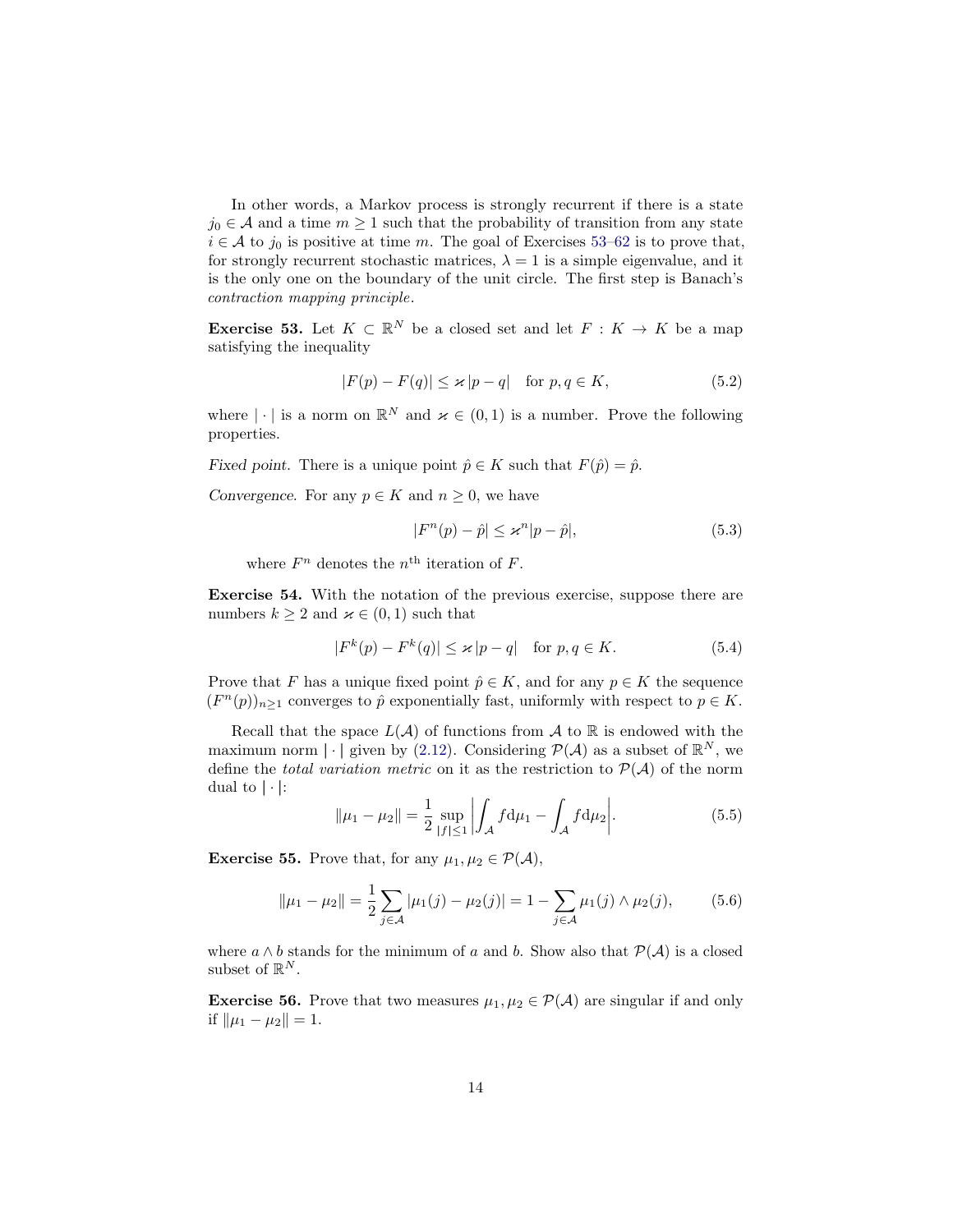In other words, a Markov process is strongly recurrent if there is a state $j_0 \in \mathcal{A}$ and a time $m \geq 1$ such that the probability of transition from any state $i \in \mathcal{A}$ to $j_0$ is positive at time $m$. The goal of Exercises 53–62 is to prove that, for strongly recurrent stochastic matrices, $\lambda = 1$ is a simple eigenvalue, and it is the only one on the boundary of the unit circle. The first step is Banach's *contraction mapping principle*.

**Exercise 53.** Let $K \subset \mathbb{R}^N$ be a closed set and let $F : K \to K$ be a map satisfying the inequality

$$|F(p) - F(q)| \leq \varkappa |p - q| \quad \text{for } p, q \in K, \tag{5.2}$$

where $|\cdot|$ is a norm on $\mathbb{R}^N$ and $\varkappa \in (0, 1)$ is a number. Prove the following properties.

*Fixed point.* There is a unique point $\hat{p} \in K$ such that $F(\hat{p}) = \hat{p}$.

*Convergence.* For any $p \in K$ and $n \geq 0$, we have

$$|F^n(p) - \hat{p}| \leq \varkappa^n |p - \hat{p}|, \tag{5.3}$$

where $F^n$ denotes the $n^{\text{th}}$ iteration of $F$.

**Exercise 54.** With the notation of the previous exercise, suppose there are numbers $k \geq 2$ and $\varkappa \in (0, 1)$ such that

$$|F^k(p) - F^k(q)| \leq \varkappa |p - q| \quad \text{for } p, q \in K. \tag{5.4}$$

Prove that $F$ has a unique fixed point $\hat{p} \in K$, and for any $p \in K$ the sequence $(F^n(p))_{n \geq 1}$ converges to $\hat{p}$ exponentially fast, uniformly with respect to $p \in K$.

Recall that the space $L(\mathcal{A})$ of functions from $\mathcal{A}$ to $\mathbb{R}$ is endowed with the maximum norm $|\cdot|$ given by (2.12). Considering $\mathcal{P}(\mathcal{A})$ as a subset of $\mathbb{R}^N$, we define the *total variation metric* on it as the restriction to $\mathcal{P}(\mathcal{A})$ of the norm dual to $|\cdot|$:

$$\|\mu_1 - \mu_2\| = \frac{1}{2} \sup_{|f| \leq 1} \left| \int_{\mathcal{A}} f \mathrm{d}\mu_1 - \int_{\mathcal{A}} f \mathrm{d}\mu_2 \right|. \tag{5.5}$$

**Exercise 55.** Prove that, for any $\mu_1, \mu_2 \in \mathcal{P}(\mathcal{A})$,

$$\|\mu_1 - \mu_2\| = \frac{1}{2} \sum_{j \in \mathcal{A}} |\mu_1(j) - \mu_2(j)| = 1 - \sum_{j \in \mathcal{A}} \mu_1(j) \wedge \mu_2(j), \tag{5.6}$$

where $a \wedge b$ stands for the minimum of $a$ and $b$. Show also that $\mathcal{P}(\mathcal{A})$ is a closed subset of $\mathbb{R}^N$.

**Exercise 56.** Prove that two measures $\mu_1, \mu_2 \in \mathcal{P}(\mathcal{A})$ are singular if and only if $\|\mu_1 - \mu_2\| = 1$.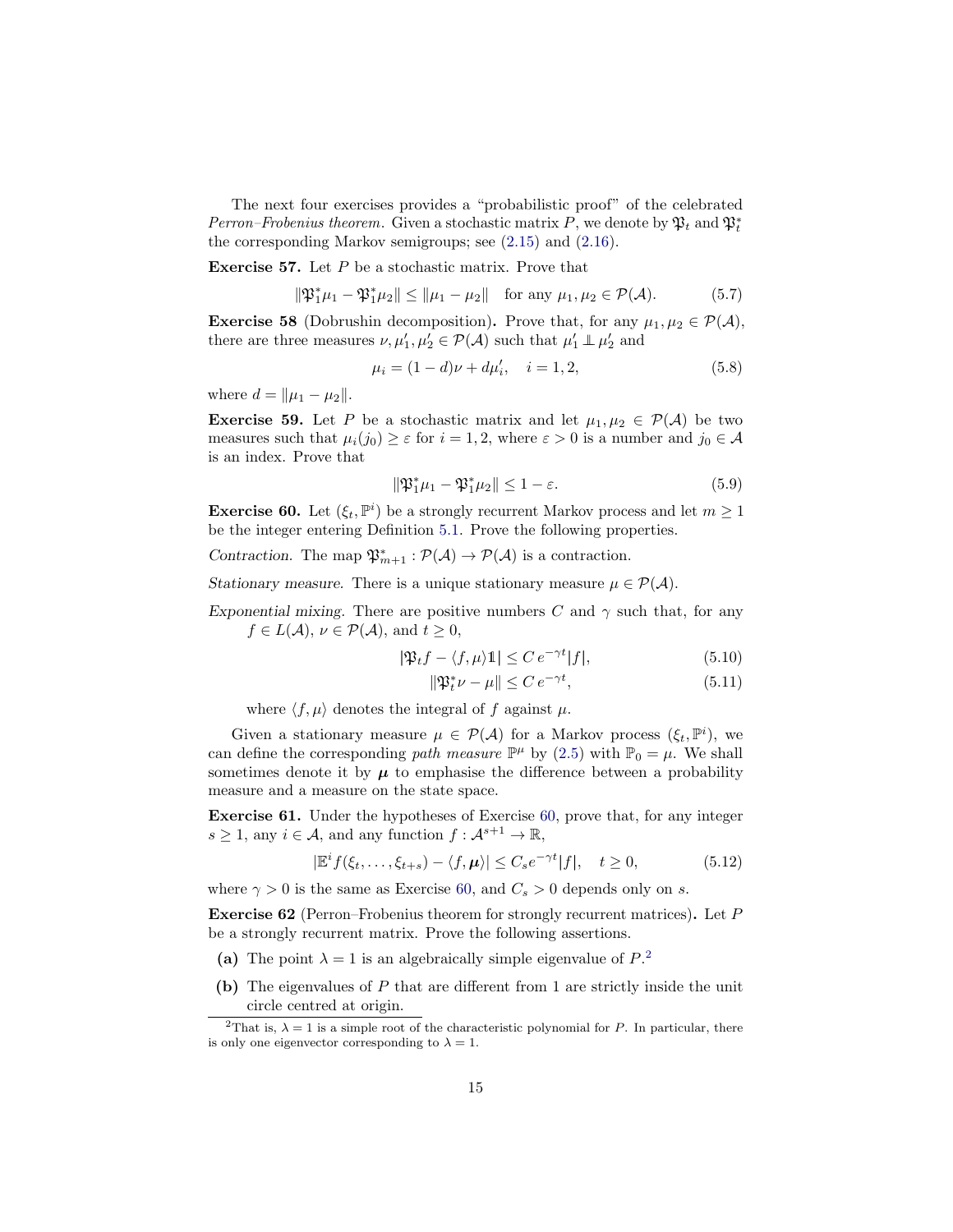The next four exercises provides a "probabilistic proof" of the celebrated *Perron–Frobenius theorem*. Given a stochastic matrix $P$, we denote by $\mathfrak{P}_t$ and $\mathfrak{P}_t^*$ the corresponding Markov semigroups; see (2.15) and (2.16).

**Exercise 57.** Let $P$ be a stochastic matrix. Prove that

$$\|\mathfrak{P}_1^*\mu_1 - \mathfrak{P}_1^*\mu_2\| \le \|\mu_1 - \mu_2\| \quad \text{for any } \mu_1, \mu_2 \in \mathcal{P}(\mathcal{A}). \tag{5.7}$$

**Exercise 58** (Dobrushin decomposition)**.** Prove that, for any $\mu_1, \mu_2 \in \mathcal{P}(\mathcal{A})$, there are three measures $\nu, \mu_1', \mu_2' \in \mathcal{P}(\mathcal{A})$ such that $\mu_1' \perp \mu_2'$ and

$$\mu_i = (1-d)\nu + d\mu_i', \quad i = 1, 2, \tag{5.8}$$

where $d = \|\mu_1 - \mu_2\|$.

**Exercise 59.** Let $P$ be a stochastic matrix and let $\mu_1, \mu_2 \in \mathcal{P}(\mathcal{A})$ be two measures such that $\mu_i(j_0) \ge \varepsilon$ for $i = 1, 2$, where $\varepsilon > 0$ is a number and $j_0 \in \mathcal{A}$ is an index. Prove that

$$\|\mathfrak{P}_1^*\mu_1 - \mathfrak{P}_1^*\mu_2\| \le 1 - \varepsilon. \tag{5.9}$$

**Exercise 60.** Let $(\xi_t, \mathbb{P}^i)$ be a strongly recurrent Markov process and let $m \ge 1$ be the integer entering Definition 5.1. Prove the following properties.

*Contraction.* The map $\mathfrak{P}_{m+1}^* : \mathcal{P}(\mathcal{A}) \to \mathcal{P}(\mathcal{A})$ is a contraction.

*Stationary measure.* There is a unique stationary measure $\mu \in \mathcal{P}(\mathcal{A})$.

*Exponential mixing.* There are positive numbers $C$ and $\gamma$ such that, for any $f \in L(\mathcal{A})$, $\nu \in \mathcal{P}(\mathcal{A})$, and $t \ge 0$,

$$|\mathfrak{P}_t f - \langle f, \mu\rangle \mathbb{1}| \le C\, e^{-\gamma t} |f|, \tag{5.10}$$

$$\|\mathfrak{P}_t^*\nu - \mu\| \le C\, e^{-\gamma t}, \tag{5.11}$$

where $\langle f, \mu\rangle$ denotes the integral of $f$ against $\mu$.

Given a stationary measure $\mu \in \mathcal{P}(\mathcal{A})$ for a Markov process $(\xi_t, \mathbb{P}^i)$, we can define the corresponding *path measure* $\mathbb{P}^\mu$ by (2.5) with $\mathbb{P}_0 = \mu$. We shall sometimes denote it by $\boldsymbol{\mu}$ to emphasise the difference between a probability measure and a measure on the state space.

**Exercise 61.** Under the hypotheses of Exercise 60, prove that, for any integer $s \ge 1$, any $i \in \mathcal{A}$, and any function $f : \mathcal{A}^{s+1} \to \mathbb{R}$,

$$|\mathbb{E}^i f(\xi_t, \dots, \xi_{t+s}) - \langle f, \boldsymbol{\mu}\rangle| \le C_s e^{-\gamma t}|f|, \quad t \ge 0, \tag{5.12}$$

where $\gamma > 0$ is the same as Exercise 60, and $C_s > 0$ depends only on $s$.

**Exercise 62** (Perron–Frobenius theorem for strongly recurrent matrices)**.** Let $P$ be a strongly recurrent matrix. Prove the following assertions.

- **(a)** The point $\lambda = 1$ is an algebraically simple eigenvalue of $P$.[2]
- **(b)** The eigenvalues of $P$ that are different from 1 are strictly inside the unit circle centred at origin.

[2] That is, $\lambda = 1$ is a simple root of the characteristic polynomial for $P$. In particular, there is only one eigenvector corresponding to $\lambda = 1$.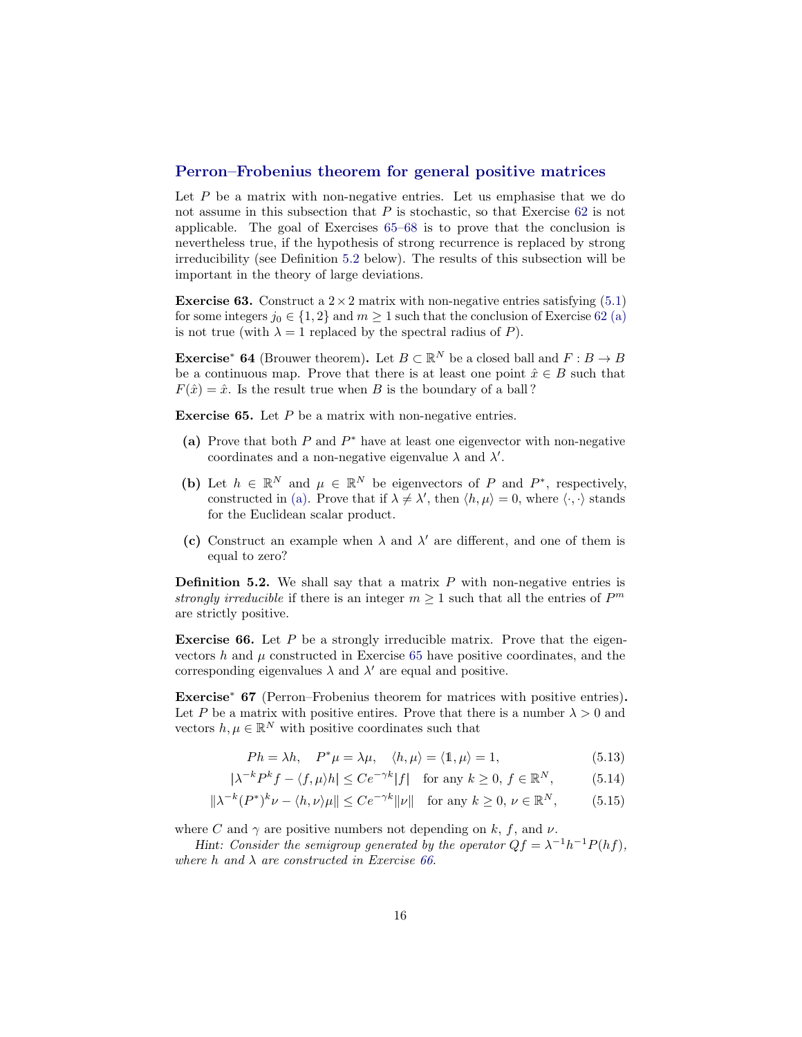## Perron–Frobenius theorem for general positive matrices

Let $P$ be a matrix with non-negative entries. Let us emphasise that we do not assume in this subsection that $P$ is stochastic, so that Exercise 62 is not applicable. The goal of Exercises 65–68 is to prove that the conclusion is nevertheless true, if the hypothesis of strong recurrence is replaced by strong irreducibility (see Definition 5.2 below). The results of this subsection will be important in the theory of large deviations.

**Exercise 63.** Construct a $2 \times 2$ matrix with non-negative entries satisfying (5.1) for some integers $j_0 \in \{1, 2\}$ and $m \geq 1$ such that the conclusion of Exercise 62 (a) is not true (with $\lambda = 1$ replaced by the spectral radius of $P$).

**Exercise\* 64** (Brouwer theorem)**.** Let $B \subset \mathbb{R}^N$ be a closed ball and $F : B \to B$ be a continuous map. Prove that there is at least one point $\hat{x} \in B$ such that $F(\hat{x}) = \hat{x}$. Is the result true when $B$ is the boundary of a ball?

**Exercise 65.** Let $P$ be a matrix with non-negative entries.

- **(a)** Prove that both $P$ and $P^*$ have at least one eigenvector with non-negative coordinates and a non-negative eigenvalue $\lambda$ and $\lambda'$.
- **(b)** Let $h \in \mathbb{R}^N$ and $\mu \in \mathbb{R}^N$ be eigenvectors of $P$ and $P^*$, respectively, constructed in (a). Prove that if $\lambda \neq \lambda'$, then $\langle h, \mu \rangle = 0$, where $\langle \cdot, \cdot \rangle$ stands for the Euclidean scalar product.
- **(c)** Construct an example when $\lambda$ and $\lambda'$ are different, and one of them is equal to zero?

**Definition 5.2.** We shall say that a matrix $P$ with non-negative entries is *strongly irreducible* if there is an integer $m \geq 1$ such that all the entries of $P^m$ are strictly positive.

**Exercise 66.** Let $P$ be a strongly irreducible matrix. Prove that the eigenvectors $h$ and $\mu$ constructed in Exercise 65 have positive coordinates, and the corresponding eigenvalues $\lambda$ and $\lambda'$ are equal and positive.

**Exercise\* 67** (Perron–Frobenius theorem for matrices with positive entries)**.** Let $P$ be a matrix with positive entires. Prove that there is a number $\lambda > 0$ and vectors $h, \mu \in \mathbb{R}^N$ with positive coordinates such that

$$Ph = \lambda h, \quad P^*\mu = \lambda\mu, \quad \langle h, \mu \rangle = \langle \mathbb{1}, \mu \rangle = 1, \tag{5.13}$$

$$|\lambda^{-k} P^k f - \langle f, \mu \rangle h| \leq C e^{-\gamma k} |f| \quad \text{for any } k \geq 0,\ f \in \mathbb{R}^N, \tag{5.14}$$

$$\|\lambda^{-k} (P^*)^k \nu - \langle h, \nu \rangle \mu\| \leq C e^{-\gamma k} \|\nu\| \quad \text{for any } k \geq 0,\ \nu \in \mathbb{R}^N, \tag{5.15}$$

where $C$ and $\gamma$ are positive numbers not depending on $k$, $f$, and $\nu$.

*Hint: Consider the semigroup generated by the operator $Qf = \lambda^{-1} h^{-1} P(hf)$, where $h$ and $\lambda$ are constructed in Exercise 66.*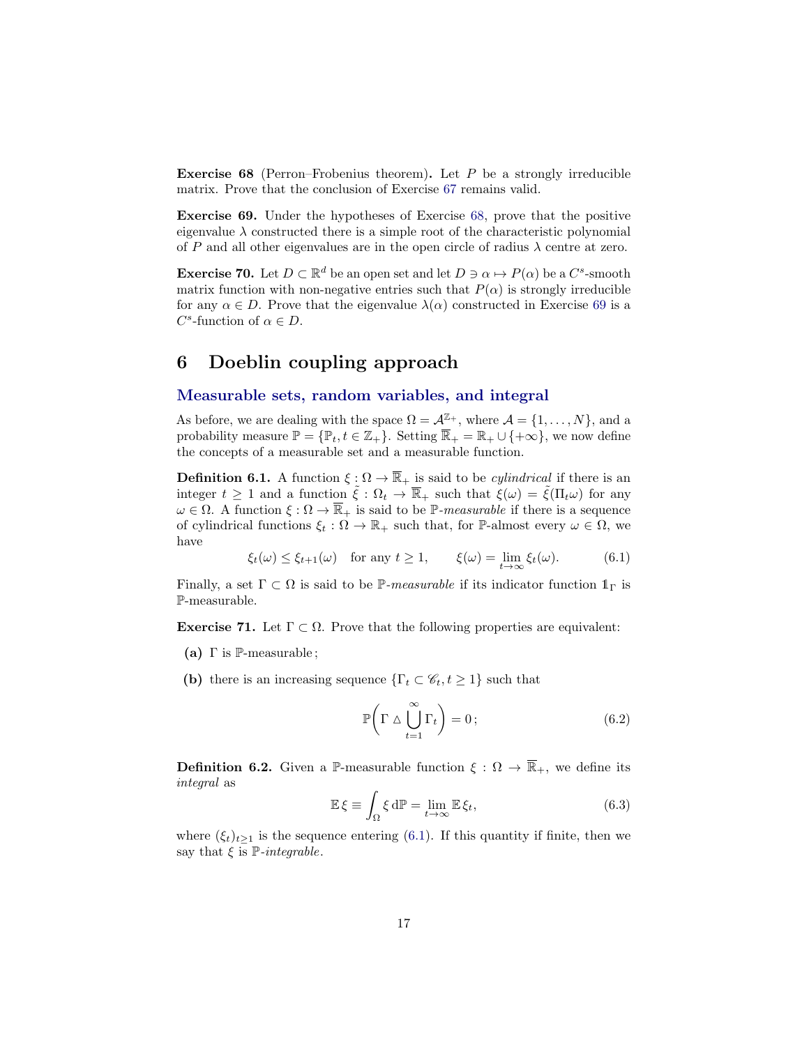**Exercise 68** (Perron–Frobenius theorem)**.** Let $P$ be a strongly irreducible matrix. Prove that the conclusion of Exercise 67 remains valid.

**Exercise 69.** Under the hypotheses of Exercise 68, prove that the positive eigenvalue $\lambda$ constructed there is a simple root of the characteristic polynomial of $P$ and all other eigenvalues are in the open circle of radius $\lambda$ centre at zero.

**Exercise 70.** Let $D \subset \mathbb{R}^d$ be an open set and let $D \ni \alpha \mapsto P(\alpha)$ be a $C^s$-smooth matrix function with non-negative entries such that $P(\alpha)$ is strongly irreducible for any $\alpha \in D$. Prove that the eigenvalue $\lambda(\alpha)$ constructed in Exercise 69 is a $C^s$-function of $\alpha \in D$.

# 6 Doeblin coupling approach

## Measurable sets, random variables, and integral

As before, we are dealing with the space $\Omega = \mathcal{A}^{\mathbb{Z}_+}$, where $\mathcal{A} = \{1, \dots, N\}$, and a probability measure $\mathbb{P} = \{\mathbb{P}_t, t \in \mathbb{Z}_+\}$. Setting $\overline{\mathbb{R}}_+ = \mathbb{R}_+ \cup \{+\infty\}$, we now define the concepts of a measurable set and a measurable function.

**Definition 6.1.** A function $\xi : \Omega \to \overline{\mathbb{R}}_+$ is said to be *cylindrical* if there is an integer $t \geq 1$ and a function $\tilde{\xi} : \Omega_t \to \overline{\mathbb{R}}_+$ such that $\xi(\omega) = \tilde{\xi}(\Pi_t \omega)$ for any $\omega \in \Omega$. A function $\xi : \Omega \to \overline{\mathbb{R}}_+$ is said to be $\mathbb{P}$*-measurable* if there is a sequence of cylindrical functions $\xi_t : \Omega \to \mathbb{R}_+$ such that, for $\mathbb{P}$-almost every $\omega \in \Omega$, we have

$$\xi_t(\omega) \leq \xi_{t+1}(\omega) \quad \text{for any } t \geq 1, \qquad \xi(\omega) = \lim_{t \to \infty} \xi_t(\omega). \tag{6.1}$$

Finally, a set $\Gamma \subset \Omega$ is said to be $\mathbb{P}$*-measurable* if its indicator function $\mathbb{1}_\Gamma$ is $\mathbb{P}$-measurable.

**Exercise 71.** Let $\Gamma \subset \Omega$. Prove that the following properties are equivalent:

**(a)** $\Gamma$ is $\mathbb{P}$-measurable;

**(b)** there is an increasing sequence $\{\Gamma_t \subset \mathscr{C}_t, t \geq 1\}$ such that

$$\mathbb{P}\biggl(\Gamma \vartriangle \bigcup_{t=1}^{\infty} \Gamma_t\biggr) = 0; \tag{6.2}$$

**Definition 6.2.** Given a $\mathbb{P}$-measurable function $\xi : \Omega \to \overline{\mathbb{R}}_+$, we define its *integral* as

$$\mathbb{E}\,\xi \equiv \int_\Omega \xi \,\mathrm{d}\mathbb{P} = \lim_{t \to \infty} \mathbb{E}\,\xi_t, \tag{6.3}$$

where $(\xi_t)_{t \geq 1}$ is the sequence entering (6.1). If this quantity if finite, then we say that $\xi$ is $\mathbb{P}$*-integrable*.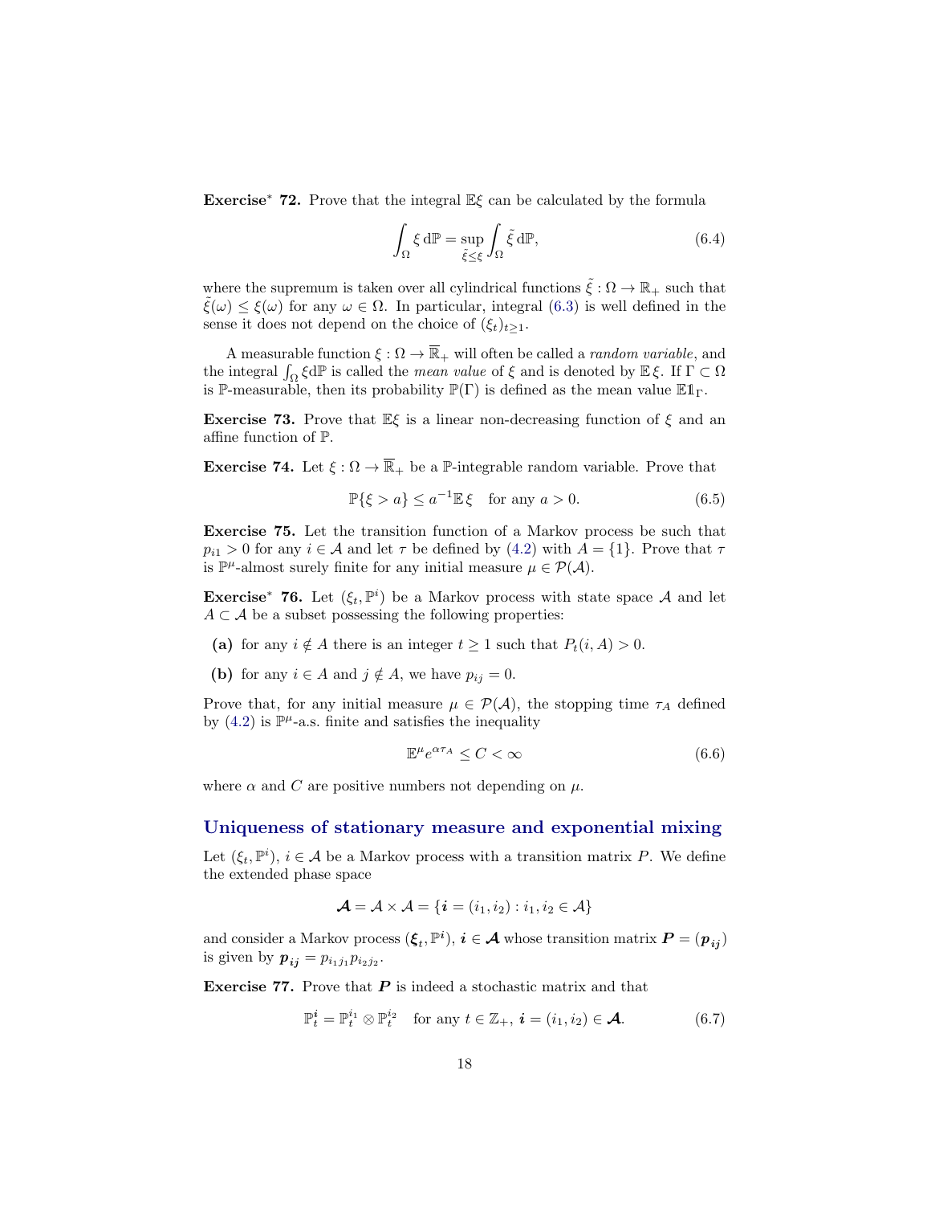**Exercise* 72.** Prove that the integral $\mathbb{E}\xi$ can be calculated by the formula

$$\int_\Omega \xi \, \mathrm{d}\mathbb{P} = \sup_{\tilde{\xi} \le \xi} \int_\Omega \tilde{\xi} \, \mathrm{d}\mathbb{P}, \tag{6.4}$$

where the supremum is taken over all cylindrical functions $\tilde{\xi} : \Omega \to \mathbb{R}_+$ such that $\tilde{\xi}(\omega) \le \xi(\omega)$ for any $\omega \in \Omega$. In particular, integral (6.3) is well defined in the sense it does not depend on the choice of $(\xi_t)_{t \ge 1}$.

A measurable function $\xi : \Omega \to \overline{\mathbb{R}}_+$ will often be called a *random variable*, and the integral $\int_\Omega \xi \mathrm{d}\mathbb{P}$ is called the *mean value* of $\xi$ and is denoted by $\mathbb{E}\,\xi$. If $\Gamma \subset \Omega$ is $\mathbb{P}$-measurable, then its probability $\mathbb{P}(\Gamma)$ is defined as the mean value $\mathbb{E}\mathbb{1}_\Gamma$.

**Exercise 73.** Prove that $\mathbb{E}\xi$ is a linear non-decreasing function of $\xi$ and an affine function of $\mathbb{P}$.

**Exercise 74.** Let $\xi : \Omega \to \overline{\mathbb{R}}_+$ be a $\mathbb{P}$-integrable random variable. Prove that

$$\mathbb{P}\{\xi > a\} \le a^{-1}\mathbb{E}\,\xi \quad \text{for any } a > 0. \tag{6.5}$$

**Exercise 75.** Let the transition function of a Markov process be such that $p_{i1} > 0$ for any $i \in \mathcal{A}$ and let $\tau$ be defined by (4.2) with $A = \{1\}$. Prove that $\tau$ is $\mathbb{P}^\mu$-almost surely finite for any initial measure $\mu \in \mathcal{P}(\mathcal{A})$.

**Exercise* 76.** Let $(\xi_t, \mathbb{P}^i)$ be a Markov process with state space $\mathcal{A}$ and let $A \subset \mathcal{A}$ be a subset possessing the following properties:

- **(a)** for any $i \notin A$ there is an integer $t \ge 1$ such that $P_t(i, A) > 0$.
- **(b)** for any $i \in A$ and $j \notin A$, we have $p_{ij} = 0$.

Prove that, for any initial measure $\mu \in \mathcal{P}(\mathcal{A})$, the stopping time $\tau_A$ defined by (4.2) is $\mathbb{P}^\mu$-a.s. finite and satisfies the inequality

$$\mathbb{E}^\mu e^{\alpha \tau_A} \le C < \infty \tag{6.6}$$

where $\alpha$ and $C$ are positive numbers not depending on $\mu$.

## Uniqueness of stationary measure and exponential mixing

Let $(\xi_t, \mathbb{P}^i)$, $i \in \mathcal{A}$ be a Markov process with a transition matrix $P$. We define the extended phase space

$$\boldsymbol{\mathcal{A}} = \mathcal{A} \times \mathcal{A} = \{\boldsymbol{i} = (i_1, i_2) : i_1, i_2 \in \mathcal{A}\}$$

and consider a Markov process $(\boldsymbol{\xi}_t, \mathbb{P}^{\boldsymbol{i}})$, $\boldsymbol{i} \in \boldsymbol{\mathcal{A}}$ whose transition matrix $\boldsymbol{P} = (\boldsymbol{p}_{\boldsymbol{ij}})$ is given by $\boldsymbol{p}_{\boldsymbol{ij}} = p_{i_1 j_1} p_{i_2 j_2}$.

**Exercise 77.** Prove that $\boldsymbol{P}$ is indeed a stochastic matrix and that

$$\mathbb{P}_t^{\boldsymbol{i}} = \mathbb{P}_t^{i_1} \otimes \mathbb{P}_t^{i_2} \quad \text{for any } t \in \mathbb{Z}_+,\ \boldsymbol{i} = (i_1, i_2) \in \boldsymbol{\mathcal{A}}. \tag{6.7}$$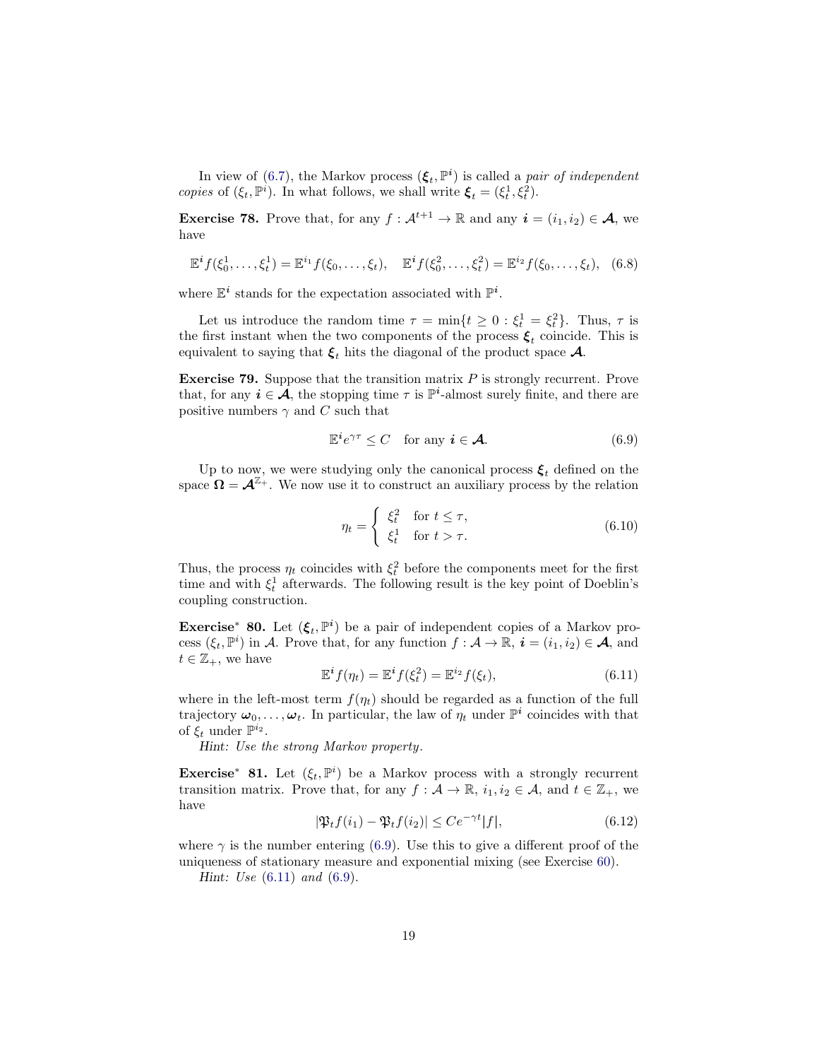In view of (6.7), the Markov process $(\boldsymbol{\xi}_t, \mathbb{P}^{\boldsymbol{i}})$ is called a *pair of independent copies* of $(\xi_t, \mathbb{P}^i)$. In what follows, we shall write $\boldsymbol{\xi}_t = (\xi_t^1, \xi_t^2)$.

**Exercise 78.** Prove that, for any $f : \mathcal{A}^{t+1} \to \mathbb{R}$ and any $\boldsymbol{i} = (i_1, i_2) \in \boldsymbol{\mathcal{A}}$, we have

$$\mathbb{E}^{\boldsymbol{i}} f(\xi_0^1, \dots, \xi_t^1) = \mathbb{E}^{i_1} f(\xi_0, \dots, \xi_t), \quad \mathbb{E}^{\boldsymbol{i}} f(\xi_0^2, \dots, \xi_t^2) = \mathbb{E}^{i_2} f(\xi_0, \dots, \xi_t), \quad (6.8)$$

where $\mathbb{E}^{\boldsymbol{i}}$ stands for the expectation associated with $\mathbb{P}^{\boldsymbol{i}}$.

Let us introduce the random time $\tau = \min\{t \geq 0 : \xi_t^1 = \xi_t^2\}$. Thus, $\tau$ is the first instant when the two components of the process $\boldsymbol{\xi}_t$ coincide. This is equivalent to saying that $\boldsymbol{\xi}_t$ hits the diagonal of the product space $\boldsymbol{\mathcal{A}}$.

**Exercise 79.** Suppose that the transition matrix $P$ is strongly recurrent. Prove that, for any $\boldsymbol{i} \in \boldsymbol{\mathcal{A}}$, the stopping time $\tau$ is $\mathbb{P}^{\boldsymbol{i}}$-almost surely finite, and there are positive numbers $\gamma$ and $C$ such that

$$\mathbb{E}^{\boldsymbol{i}} e^{\gamma\tau} \leq C \quad \text{for any } \boldsymbol{i} \in \boldsymbol{\mathcal{A}}. \quad (6.9)$$

Up to now, we were studying only the canonical process $\boldsymbol{\xi}_t$ defined on the space $\boldsymbol{\Omega} = \boldsymbol{\mathcal{A}}^{\mathbb{Z}_+}$. We now use it to construct an auxiliary process by the relation

$$\eta_t = \begin{cases} \xi_t^2 & \text{for } t \leq \tau, \\ \xi_t^1 & \text{for } t > \tau. \end{cases} \quad (6.10)$$

Thus, the process $\eta_t$ coincides with $\xi_t^2$ before the components meet for the first time and with $\xi_t^1$ afterwards. The following result is the key point of Doeblin's coupling construction.

**Exercise\* 80.** Let $(\boldsymbol{\xi}_t, \mathbb{P}^{\boldsymbol{i}})$ be a pair of independent copies of a Markov process $(\xi_t, \mathbb{P}^i)$ in $\mathcal{A}$. Prove that, for any function $f : \mathcal{A} \to \mathbb{R}$, $\boldsymbol{i} = (i_1, i_2) \in \boldsymbol{\mathcal{A}}$, and $t \in \mathbb{Z}_+$, we have

$$\mathbb{E}^{\boldsymbol{i}} f(\eta_t) = \mathbb{E}^{\boldsymbol{i}} f(\xi_t^2) = \mathbb{E}^{i_2} f(\xi_t), \quad (6.11)$$

where in the left-most term $f(\eta_t)$ should be regarded as a function of the full trajectory $\boldsymbol{\omega}_0, \dots, \boldsymbol{\omega}_t$. In particular, the law of $\eta_t$ under $\mathbb{P}^{\boldsymbol{i}}$ coincides with that of $\xi_t$ under $\mathbb{P}^{i_2}$.

*Hint: Use the strong Markov property.*

**Exercise\* 81.** Let $(\xi_t, \mathbb{P}^i)$ be a Markov process with a strongly recurrent transition matrix. Prove that, for any $f : \mathcal{A} \to \mathbb{R}$, $i_1, i_2 \in \mathcal{A}$, and $t \in \mathbb{Z}_+$, we have

$$|\mathfrak{P}_t f(i_1) - \mathfrak{P}_t f(i_2)| \leq C e^{-\gamma t} |f|, \quad (6.12)$$

where $\gamma$ is the number entering (6.9). Use this to give a different proof of the uniqueness of stationary measure and exponential mixing (see Exercise 60).

*Hint: Use (6.11) and (6.9).*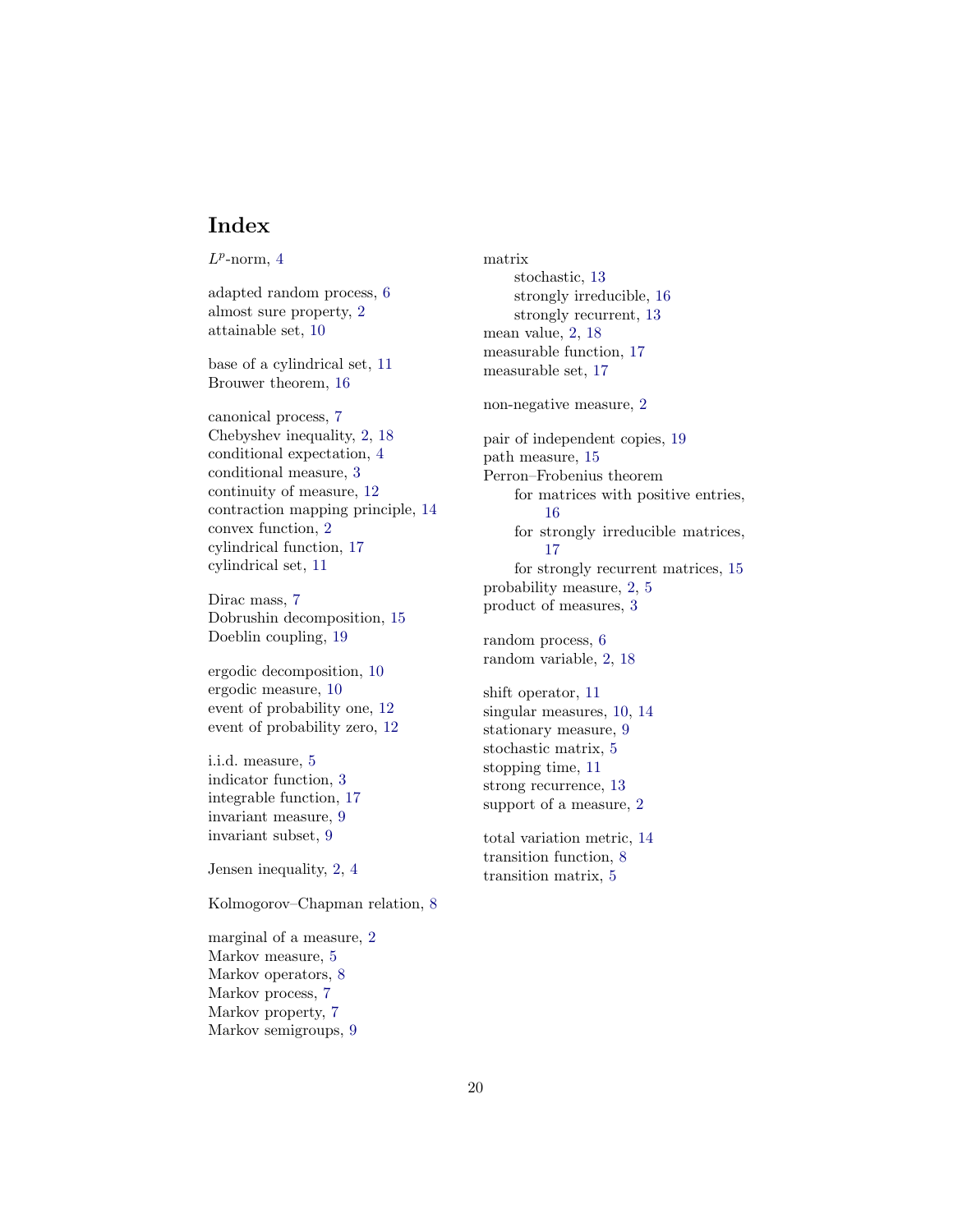# Index

$L^p$-norm, 4

adapted random process, 6
almost sure property, 2
attainable set, 10

base of a cylindrical set, 11
Brouwer theorem, 16

canonical process, 7
Chebyshev inequality, 2, 18
conditional expectation, 4
conditional measure, 3
continuity of measure, 12
contraction mapping principle, 14
convex function, 2
cylindrical function, 17
cylindrical set, 11

Dirac mass, 7
Dobrushin decomposition, 15
Doeblin coupling, 19

ergodic decomposition, 10
ergodic measure, 10
event of probability one, 12
event of probability zero, 12

i.i.d. measure, 5
indicator function, 3
integrable function, 17
invariant measure, 9
invariant subset, 9

Jensen inequality, 2, 4

Kolmogorov–Chapman relation, 8

marginal of a measure, 2
Markov measure, 5
Markov operators, 8
Markov process, 7
Markov property, 7
Markov semigroups, 9

matrix
- stochastic, 13
- strongly irreducible, 16
- strongly recurrent, 13

mean value, 2, 18
measurable function, 17
measurable set, 17

non-negative measure, 2

pair of independent copies, 19
path measure, 15
Perron–Frobenius theorem
- for matrices with positive entries, 16
- for strongly irreducible matrices, 17
- for strongly recurrent matrices, 15

probability measure, 2, 5
product of measures, 3

random process, 6
random variable, 2, 18

shift operator, 11
singular measures, 10, 14
stationary measure, 9
stochastic matrix, 5
stopping time, 11
strong recurrence, 13
support of a measure, 2

total variation metric, 14
transition function, 8
transition matrix, 5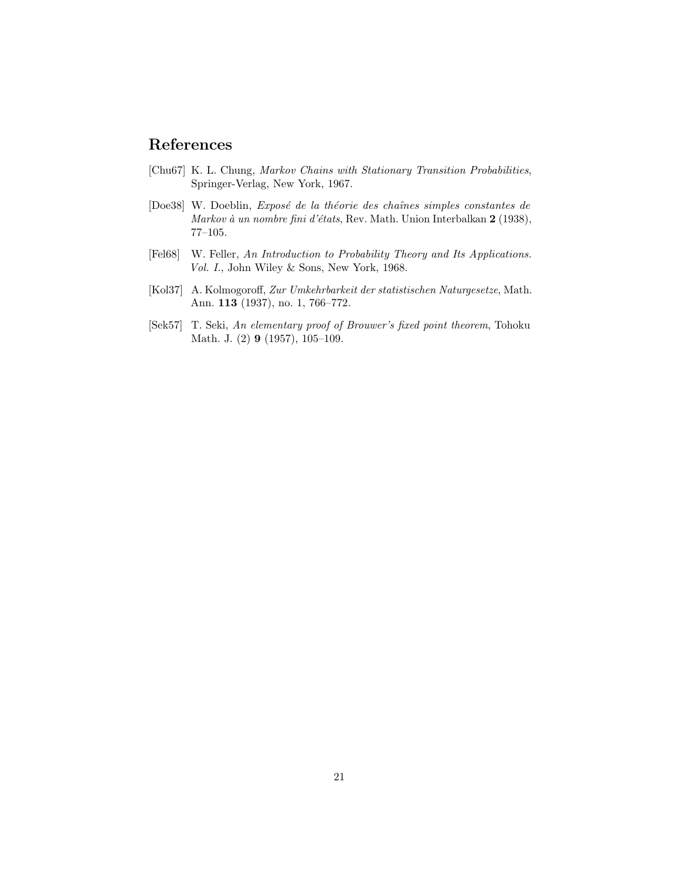## References

[Chu67] K. L. Chung, *Markov Chains with Stationary Transition Probabilities*, Springer-Verlag, New York, 1967.

[Doe38] W. Doeblin, *Exposé de la théorie des chaînes simples constantes de Markov à un nombre fini d'états*, Rev. Math. Union Interbalkan **2** (1938), 77–105.

[Fel68] W. Feller, *An Introduction to Probability Theory and Its Applications. Vol. I.*, John Wiley & Sons, New York, 1968.

[Kol37] A. Kolmogoroff, *Zur Umkehrbarkeit der statistischen Naturgesetze*, Math. Ann. **113** (1937), no. 1, 766–772.

[Sek57] T. Seki, *An elementary proof of Brouwer's fixed point theorem*, Tohoku Math. J. (2) **9** (1957), 105–109.